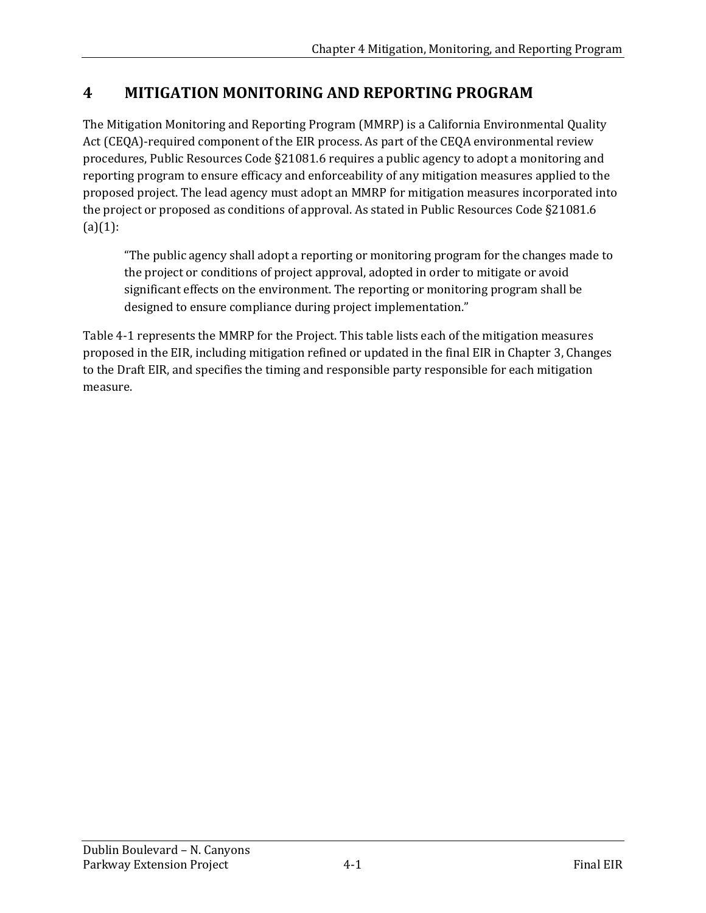# 4 MITIGATION MONITORING AND REPORTING PROGRAM

The Mitigation Monitoring and Reporting Program (MMRP) is a California Environmental Quality Act (CEQA)-required component of the EIR process. As part of the CEQA environmental review procedures, Public Resources Code §21081.6 requires a public agency to adopt a monitoring and reporting program to ensure efficacy and enforceability of any mitigation measures applied to the proposed project. The lead agency must adopt an MMRP for mitigation measures incorporated into the project or proposed as conditions of approval. As stated in Public Resources Code §21081.6 (a)(1):

> "The public agency shall adopt a reporting or monitoring program for the changes made to the project or conditions of project approval, adopted in order to mitigate or avoid significant effects on the environment. The reporting or monitoring program shall be designed to ensure compliance during project implementation."

Table 4-1 represents the MMRP for the Project. This table lists each of the mitigation measures proposed in the EIR, including mitigation refined or updated in the final EIR in Chapter 3, Changes to the Draft EIR, and specifies the timing and responsible party responsible for each mitigation measure.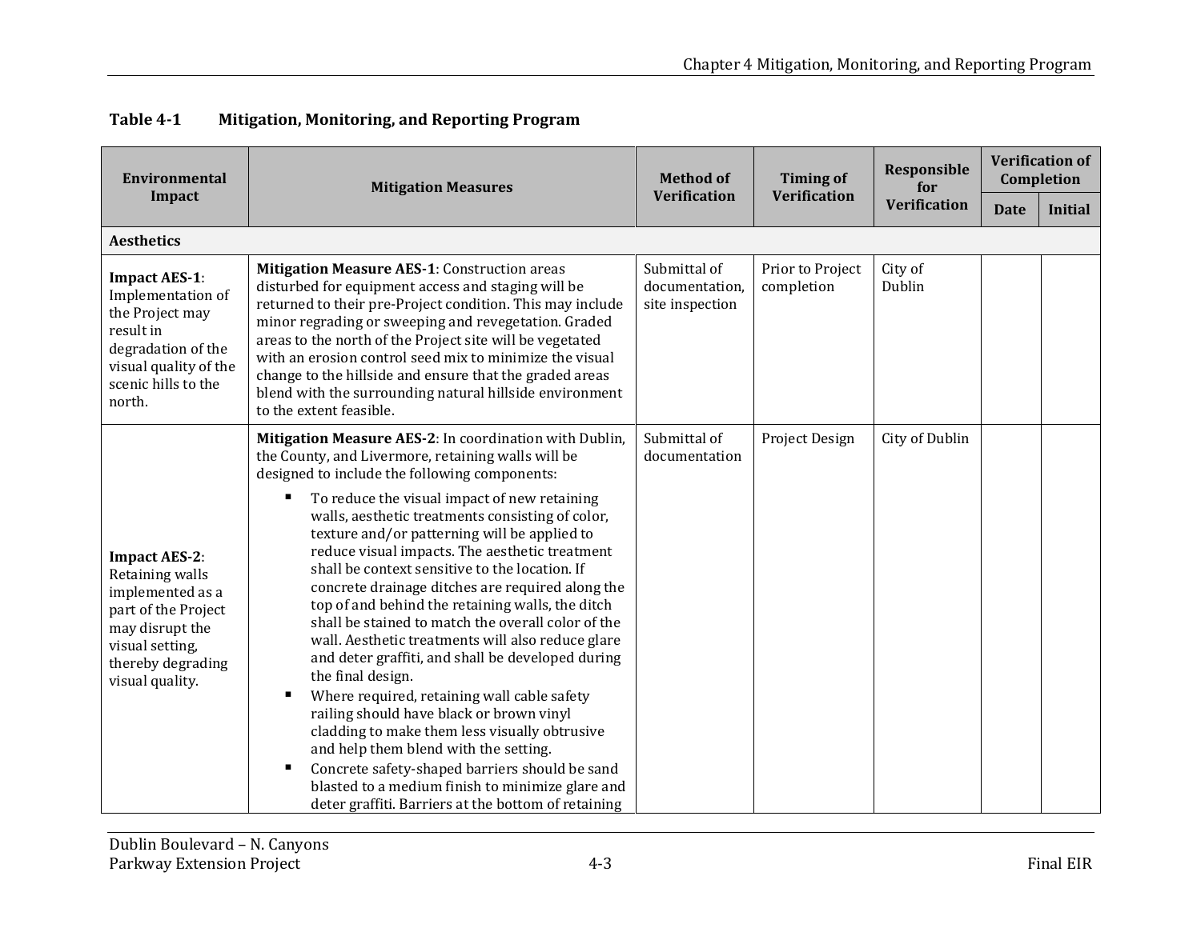**Table 4-1 Mitigation, Monitoring, and Reporting Program**

| Environmental Impact | Mitigation Measures | Method of Verification | Timing of Verification | Responsible for Verification | Verification of Completion | |
|---|---|---|---|---|---|---|
| | | | | | Date | Initial |
| **Aesthetics** | | | | | | |
| **Impact AES-1**: Implementation of the Project may result in degradation of the visual quality of the scenic hills to the north. | **Mitigation Measure AES-1**: Construction areas disturbed for equipment access and staging will be returned to their pre-Project condition. This may include minor regrading or sweeping and revegetation. Graded areas to the north of the Project site will be vegetated with an erosion control seed mix to minimize the visual change to the hillside and ensure that the graded areas blend with the surrounding natural hillside environment to the extent feasible. | Submittal of documentation, site inspection | Prior to Project completion | City of Dublin | | |
| **Impact AES-2**: Retaining walls implemented as a part of the Project may disrupt the visual setting, thereby degrading visual quality. | **Mitigation Measure AES-2**: In coordination with Dublin, the County, and Livermore, retaining walls will be designed to include the following components:<br>▪ To reduce the visual impact of new retaining walls, aesthetic treatments consisting of color, texture and/or patterning will be applied to reduce visual impacts. The aesthetic treatment shall be context sensitive to the location. If concrete drainage ditches are required along the top of and behind the retaining walls, the ditch shall be stained to match the overall color of the wall. Aesthetic treatments will also reduce glare and deter graffiti, and shall be developed during the final design.<br>▪ Where required, retaining wall cable safety railing should have black or brown vinyl cladding to make them less visually obtrusive and help them blend with the setting.<br>▪ Concrete safety-shaped barriers should be sand blasted to a medium finish to minimize glare and deter graffiti. Barriers at the bottom of retaining | Submittal of documentation | Project Design | City of Dublin | | |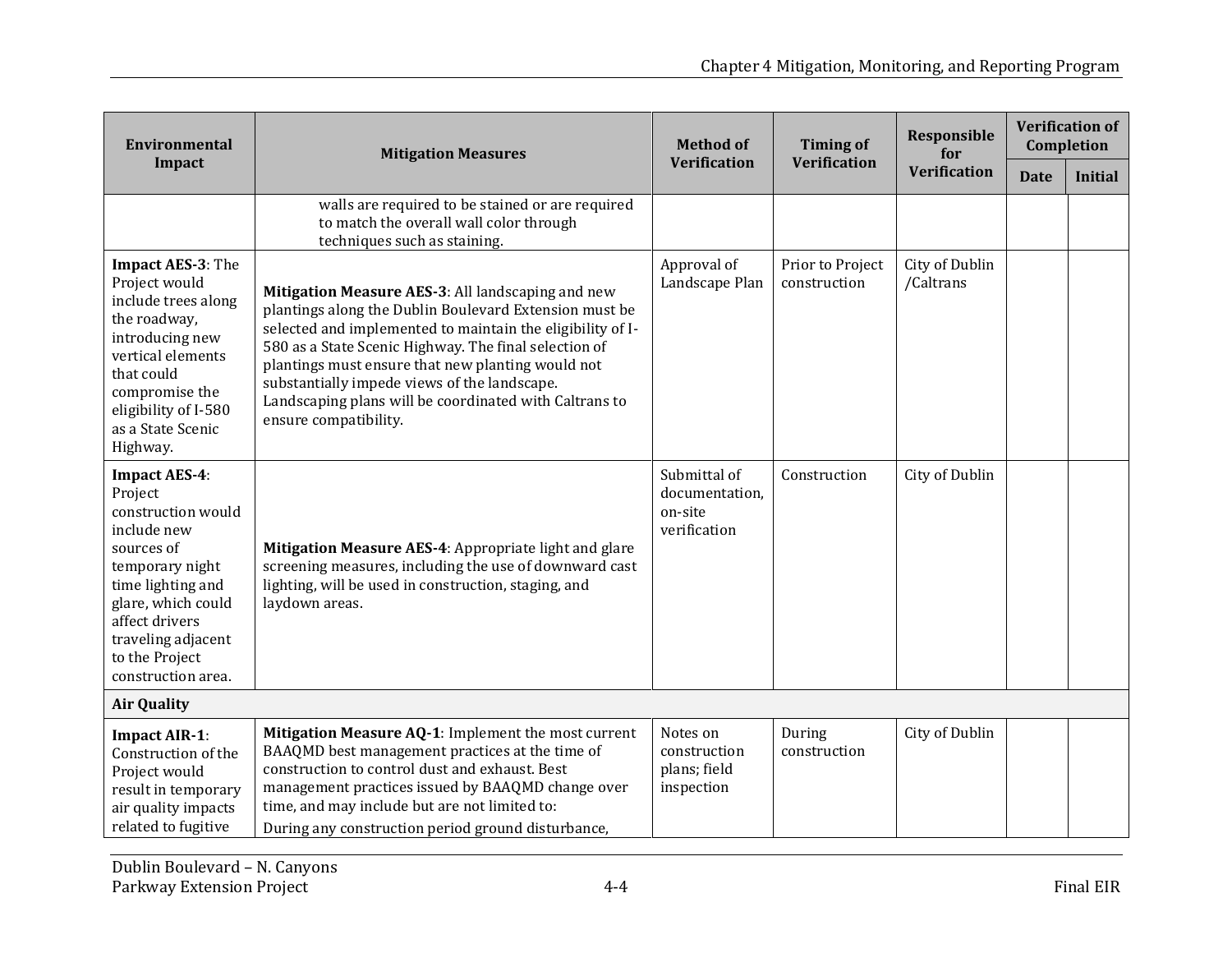| Environmental Impact | Mitigation Measures | Method of Verification | Timing of Verification | Responsible for Verification | Verification of Completion | |
|---|---|---|---|---|---|---|
| | | | | | Date | Initial |
| | walls are required to be stained or are required to match the overall wall color through techniques such as staining. | | | | | |
| **Impact AES-3**: The Project would include trees along the roadway, introducing new vertical elements that could compromise the eligibility of I-580 as a State Scenic Highway. | **Mitigation Measure AES-3**: All landscaping and new plantings along the Dublin Boulevard Extension must be selected and implemented to maintain the eligibility of I-580 as a State Scenic Highway. The final selection of plantings must ensure that new planting would not substantially impede views of the landscape. Landscaping plans will be coordinated with Caltrans to ensure compatibility. | Approval of Landscape Plan | Prior to Project construction | City of Dublin /Caltrans | | |
| **Impact AES-4**: Project construction would include new sources of temporary night time lighting and glare, which could affect drivers traveling adjacent to the Project construction area. | **Mitigation Measure AES-4**: Appropriate light and glare screening measures, including the use of downward cast lighting, will be used in construction, staging, and laydown areas. | Submittal of documentation, on-site verification | Construction | City of Dublin | | |
| **Air Quality** | | | | | | |
| **Impact AIR-1**: Construction of the Project would result in temporary air quality impacts related to fugitive | **Mitigation Measure AQ-1**: Implement the most current BAAQMD best management practices at the time of construction to control dust and exhaust. Best management practices issued by BAAQMD change over time, and may include but are not limited to:<br>During any construction period ground disturbance, | Notes on construction plans; field inspection | During construction | City of Dublin | | |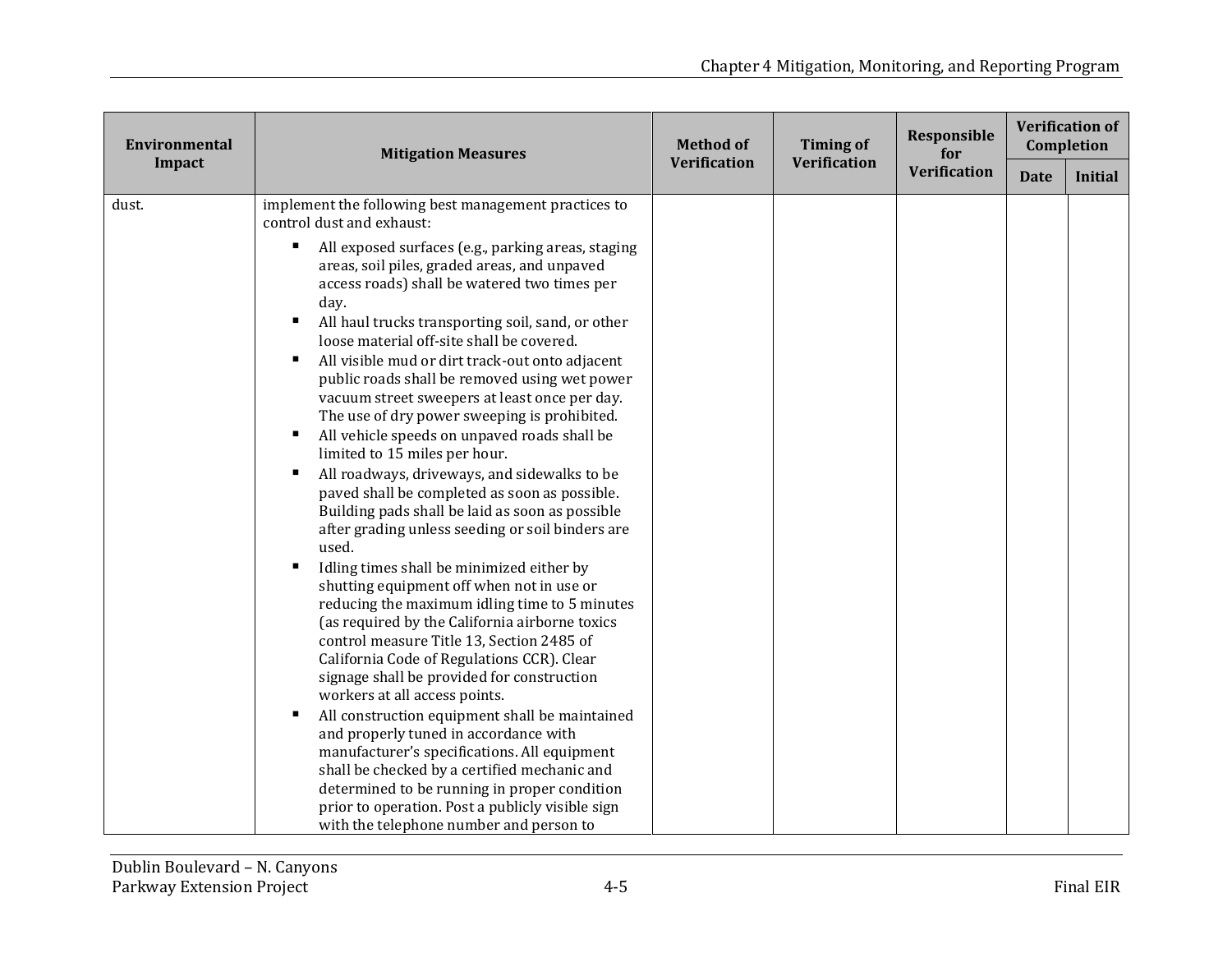| Environmental Impact | Mitigation Measures | Method of Verification | Timing of Verification | Responsible for Verification | Verification of Completion | |
|---|---|---|---|---|---|---|
| | | | | | Date | Initial |
| dust. | implement the following best management practices to control dust and exhaust:<br><br>▪ All exposed surfaces (e.g., parking areas, staging areas, soil piles, graded areas, and unpaved access roads) shall be watered two times per day.<br>▪ All haul trucks transporting soil, sand, or other loose material off-site shall be covered.<br>▪ All visible mud or dirt track-out onto adjacent public roads shall be removed using wet power vacuum street sweepers at least once per day. The use of dry power sweeping is prohibited.<br>▪ All vehicle speeds on unpaved roads shall be limited to 15 miles per hour.<br>▪ All roadways, driveways, and sidewalks to be paved shall be completed as soon as possible. Building pads shall be laid as soon as possible after grading unless seeding or soil binders are used.<br>▪ Idling times shall be minimized either by shutting equipment off when not in use or reducing the maximum idling time to 5 minutes (as required by the California airborne toxics control measure Title 13, Section 2485 of California Code of Regulations CCR). Clear signage shall be provided for construction workers at all access points.<br>▪ All construction equipment shall be maintained and properly tuned in accordance with manufacturer's specifications. All equipment shall be checked by a certified mechanic and determined to be running in proper condition prior to operation. Post a publicly visible sign with the telephone number and person to | | | | | |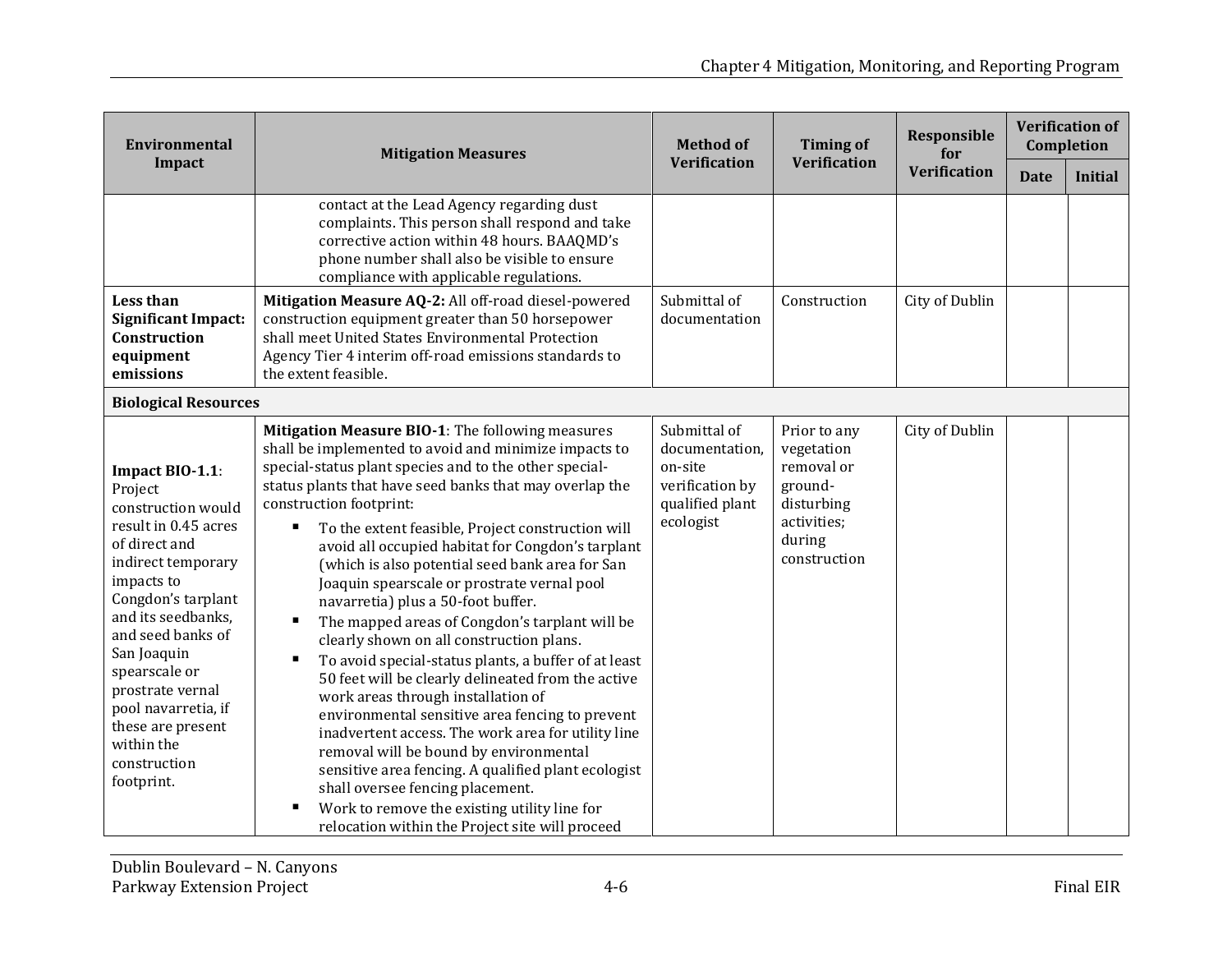| Environmental Impact | Mitigation Measures | Method of Verification | Timing of Verification | Responsible for Verification | Verification of Completion | |
|---|---|---|---|---|---|---|
| | | | | | Date | Initial |
| | contact at the Lead Agency regarding dust complaints. This person shall respond and take corrective action within 48 hours. BAAQMD's phone number shall also be visible to ensure compliance with applicable regulations. | | | | | |
| **Less than Significant Impact: Construction equipment emissions** | **Mitigation Measure AQ-2:** All off-road diesel-powered construction equipment greater than 50 horsepower shall meet United States Environmental Protection Agency Tier 4 interim off-road emissions standards to the extent feasible. | Submittal of documentation | Construction | City of Dublin | | |
| **Biological Resources** | | | | | | |
| **Impact BIO-1.1**: Project construction would result in 0.45 acres of direct and indirect temporary impacts to Congdon's tarplant and its seedbanks, and seed banks of San Joaquin spearscale or prostrate vernal pool navarretia, if these are present within the construction footprint. | **Mitigation Measure BIO-1**: The following measures shall be implemented to avoid and minimize impacts to special-status plant species and to the other special-status plants that have seed banks that may overlap the construction footprint:<br>▪ To the extent feasible, Project construction will avoid all occupied habitat for Congdon's tarplant (which is also potential seed bank area for San Joaquin spearscale or prostrate vernal pool navarretia) plus a 50-foot buffer.<br>▪ The mapped areas of Congdon's tarplant will be clearly shown on all construction plans.<br>▪ To avoid special-status plants, a buffer of at least 50 feet will be clearly delineated from the active work areas through installation of environmental sensitive area fencing to prevent inadvertent access. The work area for utility line removal will be bound by environmental sensitive area fencing. A qualified plant ecologist shall oversee fencing placement.<br>▪ Work to remove the existing utility line for relocation within the Project site will proceed | Submittal of documentation, on-site verification by qualified plant ecologist | Prior to any vegetation removal or ground-disturbing activities; during construction | City of Dublin | | |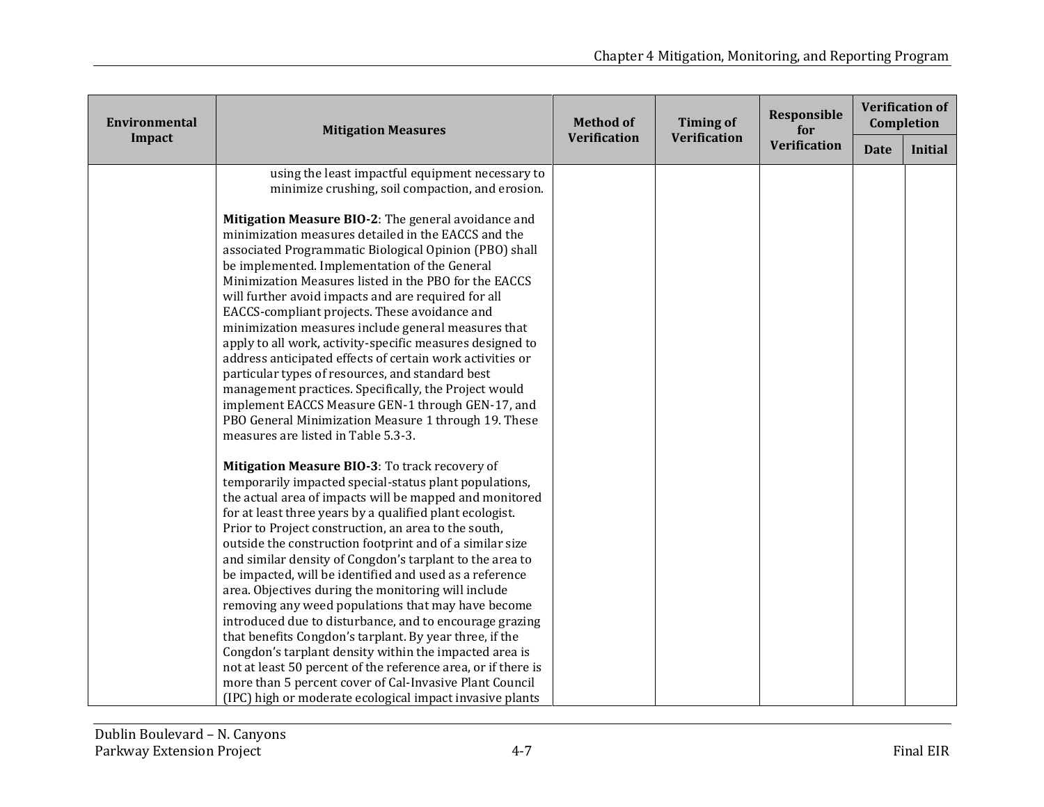| Environmental Impact | Mitigation Measures | Method of Verification | Timing of Verification | Responsible for Verification | Verification of Completion | |
|---|---|---|---|---|---|---|
| | | | | | Date | Initial |
| | using the least impactful equipment necessary to minimize crushing, soil compaction, and erosion.<br><br>**Mitigation Measure BIO-2**: The general avoidance and minimization measures detailed in the EACCS and the associated Programmatic Biological Opinion (PBO) shall be implemented. Implementation of the General Minimization Measures listed in the PBO for the EACCS will further avoid impacts and are required for all EACCS-compliant projects. These avoidance and minimization measures include general measures that apply to all work, activity-specific measures designed to address anticipated effects of certain work activities or particular types of resources, and standard best management practices. Specifically, the Project would implement EACCS Measure GEN-1 through GEN-17, and PBO General Minimization Measure 1 through 19. These measures are listed in Table 5.3-3.<br><br>**Mitigation Measure BIO-3**: To track recovery of temporarily impacted special-status plant populations, the actual area of impacts will be mapped and monitored for at least three years by a qualified plant ecologist. Prior to Project construction, an area to the south, outside the construction footprint and of a similar size and similar density of Congdon's tarplant to the area to be impacted, will be identified and used as a reference area. Objectives during the monitoring will include removing any weed populations that may have become introduced due to disturbance, and to encourage grazing that benefits Congdon's tarplant. By year three, if the Congdon's tarplant density within the impacted area is not at least 50 percent of the reference area, or if there is more than 5 percent cover of Cal-Invasive Plant Council (IPC) high or moderate ecological impact invasive plants | | | | | |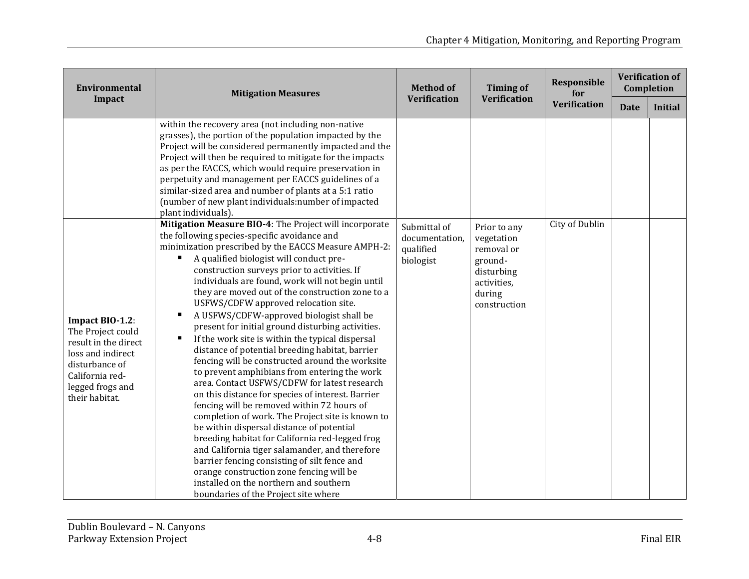| Environmental Impact | Mitigation Measures | Method of Verification | Timing of Verification | Responsible for Verification | Verification of Completion | |
|---|---|---|---|---|---|---|
| | | | | | Date | Initial |
| | within the recovery area (not including non-native grasses), the portion of the population impacted by the Project will be considered permanently impacted and the Project will then be required to mitigate for the impacts as per the EACCS, which would require preservation in perpetuity and management per EACCS guidelines of a similar-sized area and number of plants at a 5:1 ratio (number of new plant individuals:number of impacted plant individuals). | | | | | |
| **Impact BIO-1.2**: The Project could result in the direct loss and indirect disturbance of California red-legged frogs and their habitat. | **Mitigation Measure BIO-4**: The Project will incorporate the following species-specific avoidance and minimization prescribed by the EACCS Measure AMPH-2:<br>▪ A qualified biologist will conduct pre-construction surveys prior to activities. If individuals are found, work will not begin until they are moved out of the construction zone to a USFWS/CDFW approved relocation site.<br>▪ A USFWS/CDFW-approved biologist shall be present for initial ground disturbing activities.<br>▪ If the work site is within the typical dispersal distance of potential breeding habitat, barrier fencing will be constructed around the worksite to prevent amphibians from entering the work area. Contact USFWS/CDFW for latest research on this distance for species of interest. Barrier fencing will be removed within 72 hours of completion of work. The Project site is known to be within dispersal distance of potential breeding habitat for California red-legged frog and California tiger salamander, and therefore barrier fencing consisting of silt fence and orange construction zone fencing will be installed on the northern and southern boundaries of the Project site where | Submittal of documentation, qualified biologist | Prior to any vegetation removal or ground-disturbing activities, during construction | City of Dublin | | |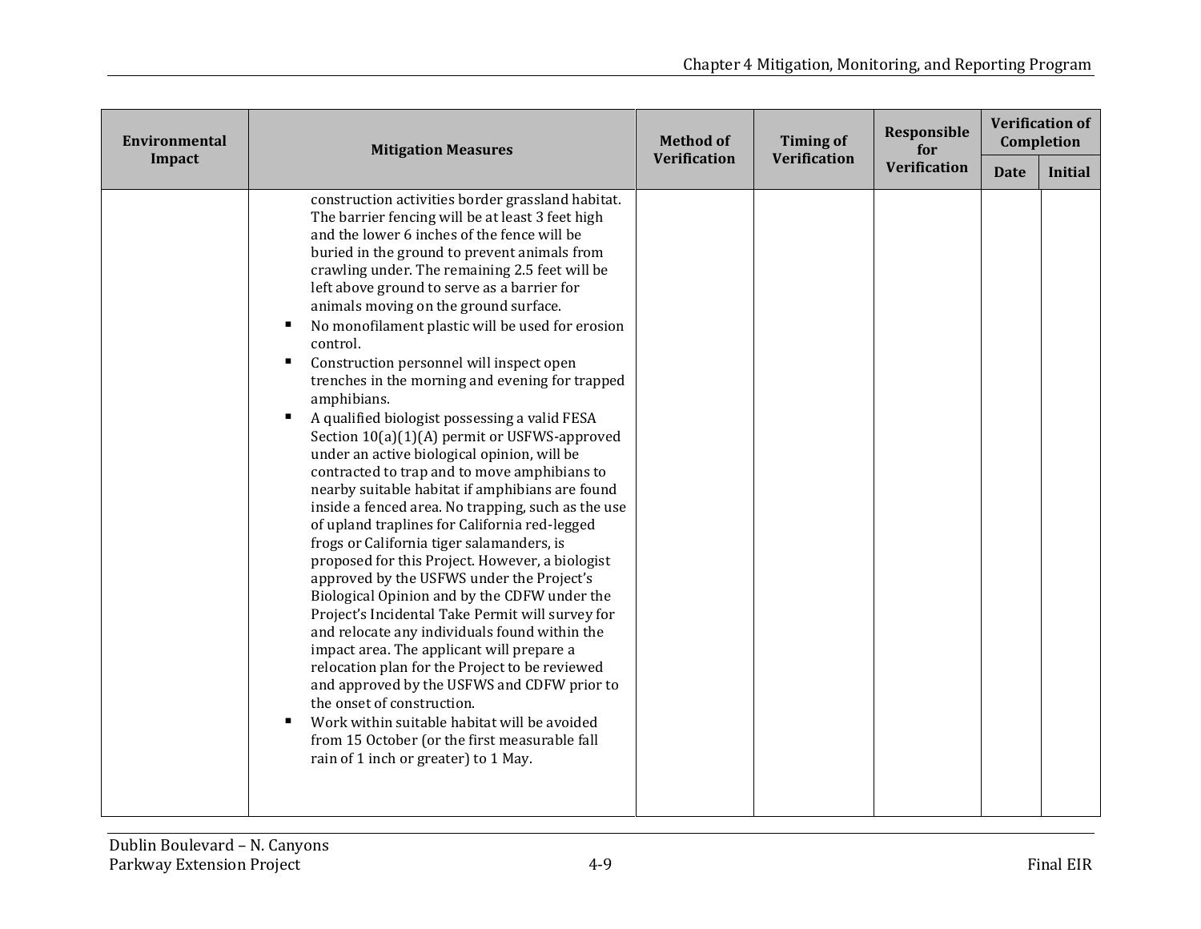| Environmental Impact | Mitigation Measures | Method of Verification | Timing of Verification | Responsible for Verification | Verification of Completion | |
|---|---|---|---|---|---|---|
| | | | | | Date | Initial |
| | construction activities border grassland habitat. The barrier fencing will be at least 3 feet high and the lower 6 inches of the fence will be buried in the ground to prevent animals from crawling under. The remaining 2.5 feet will be left above ground to serve as a barrier for animals moving on the ground surface.<br>▪ No monofilament plastic will be used for erosion control.<br>▪ Construction personnel will inspect open trenches in the morning and evening for trapped amphibians.<br>▪ A qualified biologist possessing a valid FESA Section 10(a)(1)(A) permit or USFWS-approved under an active biological opinion, will be contracted to trap and to move amphibians to nearby suitable habitat if amphibians are found inside a fenced area. No trapping, such as the use of upland traplines for California red-legged frogs or California tiger salamanders, is proposed for this Project. However, a biologist approved by the USFWS under the Project's Biological Opinion and by the CDFW under the Project's Incidental Take Permit will survey for and relocate any individuals found within the impact area. The applicant will prepare a relocation plan for the Project to be reviewed and approved by the USFWS and CDFW prior to the onset of construction.<br>▪ Work within suitable habitat will be avoided from 15 October (or the first measurable fall rain of 1 inch or greater) to 1 May. | | | | | |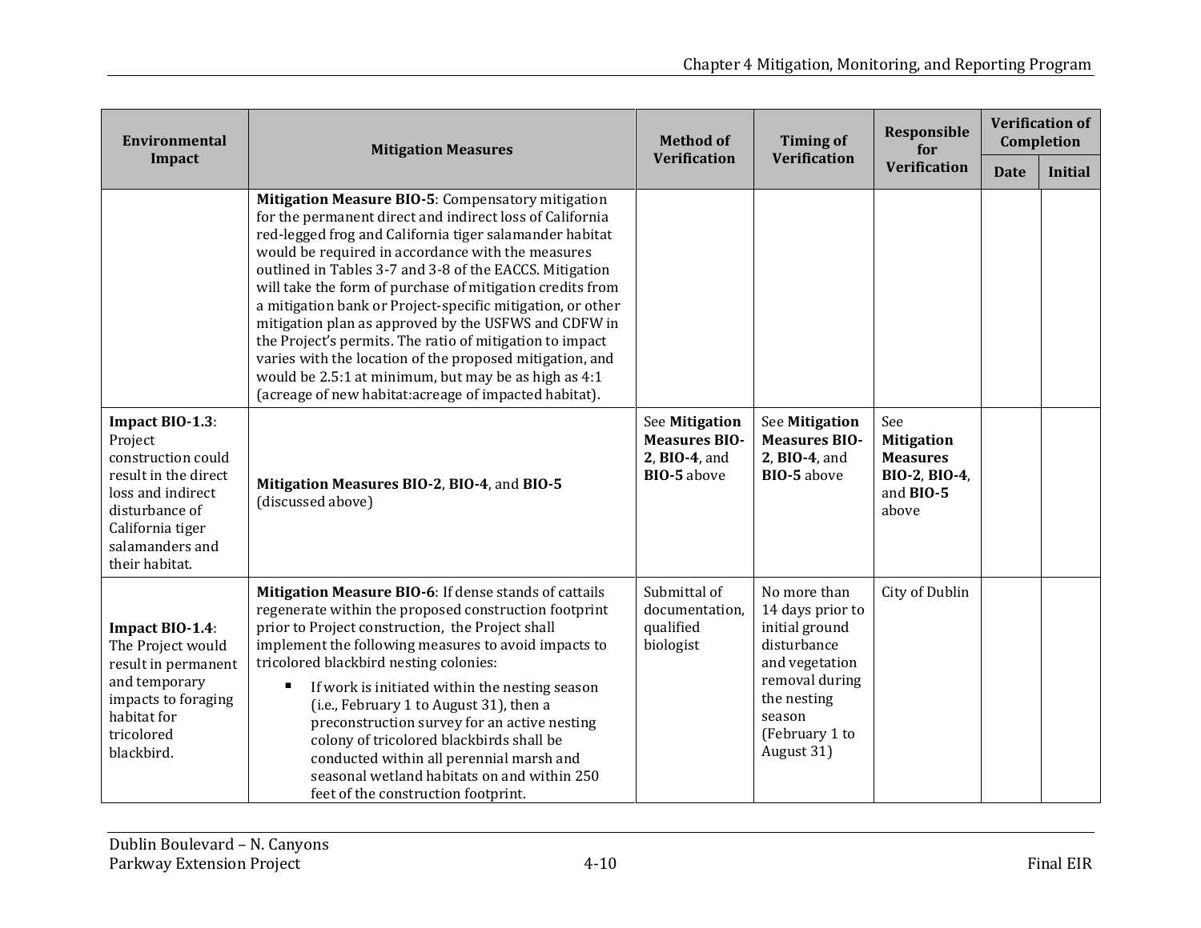| Environmental Impact | Mitigation Measures | Method of Verification | Timing of Verification | Responsible for Verification | Verification of Completion | |
|---|---|---|---|---|---|---|
| | | | | | Date | Initial |
| | **Mitigation Measure BIO-5**: Compensatory mitigation for the permanent direct and indirect loss of California red-legged frog and California tiger salamander habitat would be required in accordance with the measures outlined in Tables 3-7 and 3-8 of the EACCS. Mitigation will take the form of purchase of mitigation credits from a mitigation bank or Project-specific mitigation, or other mitigation plan as approved by the USFWS and CDFW in the Project's permits. The ratio of mitigation to impact varies with the location of the proposed mitigation, and would be 2.5:1 at minimum, but may be as high as 4:1 (acreage of new habitat:acreage of impacted habitat). | | | | | |
| **Impact BIO-1.3**: Project construction could result in the direct loss and indirect disturbance of California tiger salamanders and their habitat. | **Mitigation Measures BIO-2**, **BIO-4**, and **BIO-5** (discussed above) | See **Mitigation Measures BIO-2**, **BIO-4**, and **BIO-5** above | See **Mitigation Measures BIO-2**, **BIO-4**, and **BIO-5** above | See **Mitigation Measures BIO-2**, **BIO-4**, and **BIO-5** above | | |
| **Impact BIO-1.4**: The Project would result in permanent and temporary impacts to foraging habitat for tricolored blackbird. | **Mitigation Measure BIO-6**: If dense stands of cattails regenerate within the proposed construction footprint prior to Project construction, the Project shall implement the following measures to avoid impacts to tricolored blackbird nesting colonies:<br>▪ If work is initiated within the nesting season (i.e., February 1 to August 31), then a preconstruction survey for an active nesting colony of tricolored blackbirds shall be conducted within all perennial marsh and seasonal wetland habitats on and within 250 feet of the construction footprint. | Submittal of documentation, qualified biologist | No more than 14 days prior to initial ground disturbance and vegetation removal during the nesting season (February 1 to August 31) | City of Dublin | | |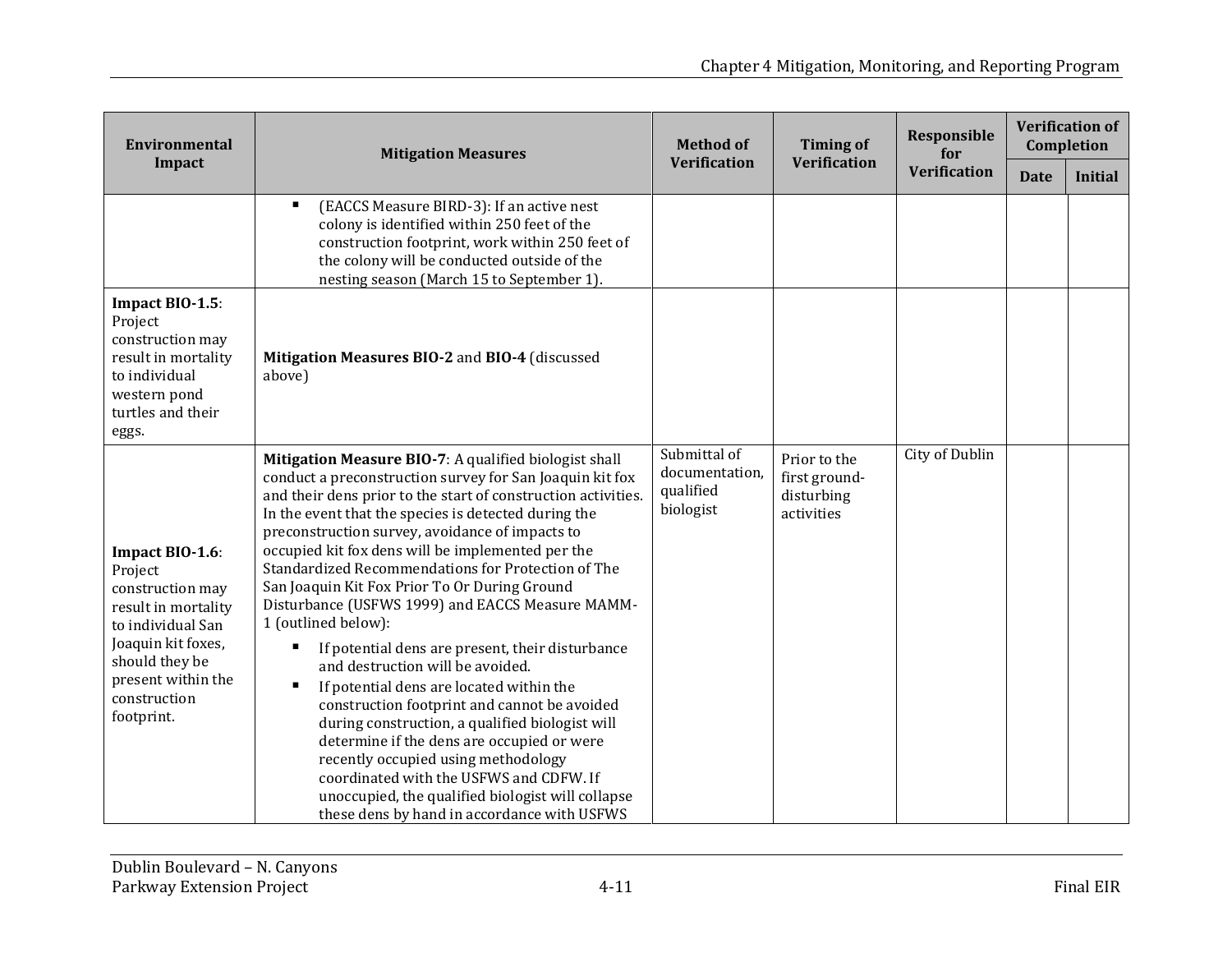| Environmental Impact | Mitigation Measures | Method of Verification | Timing of Verification | Responsible for Verification | Verification of Completion | |
|---|---|---|---|---|---|---|
| | | | | | Date | Initial |
| | ▪ (EACCS Measure BIRD-3): If an active nest colony is identified within 250 feet of the construction footprint, work within 250 feet of the colony will be conducted outside of the nesting season (March 15 to September 1). | | | | | |
| **Impact BIO-1.5**: Project construction may result in mortality to individual western pond turtles and their eggs. | **Mitigation Measures BIO-2** and **BIO-4** (discussed above) | | | | | |
| **Impact BIO-1.6**: Project construction may result in mortality to individual San Joaquin kit foxes, should they be present within the construction footprint. | **Mitigation Measure BIO-7**: A qualified biologist shall conduct a preconstruction survey for San Joaquin kit fox and their dens prior to the start of construction activities. In the event that the species is detected during the preconstruction survey, avoidance of impacts to occupied kit fox dens will be implemented per the Standardized Recommendations for Protection of The San Joaquin Kit Fox Prior To Or During Ground Disturbance (USFWS 1999) and EACCS Measure MAMM-1 (outlined below):<br>▪ If potential dens are present, their disturbance and destruction will be avoided.<br>▪ If potential dens are located within the construction footprint and cannot be avoided during construction, a qualified biologist will determine if the dens are occupied or were recently occupied using methodology coordinated with the USFWS and CDFW. If unoccupied, the qualified biologist will collapse these dens by hand in accordance with USFWS | Submittal of documentation, qualified biologist | Prior to the first ground-disturbing activities | City of Dublin | | |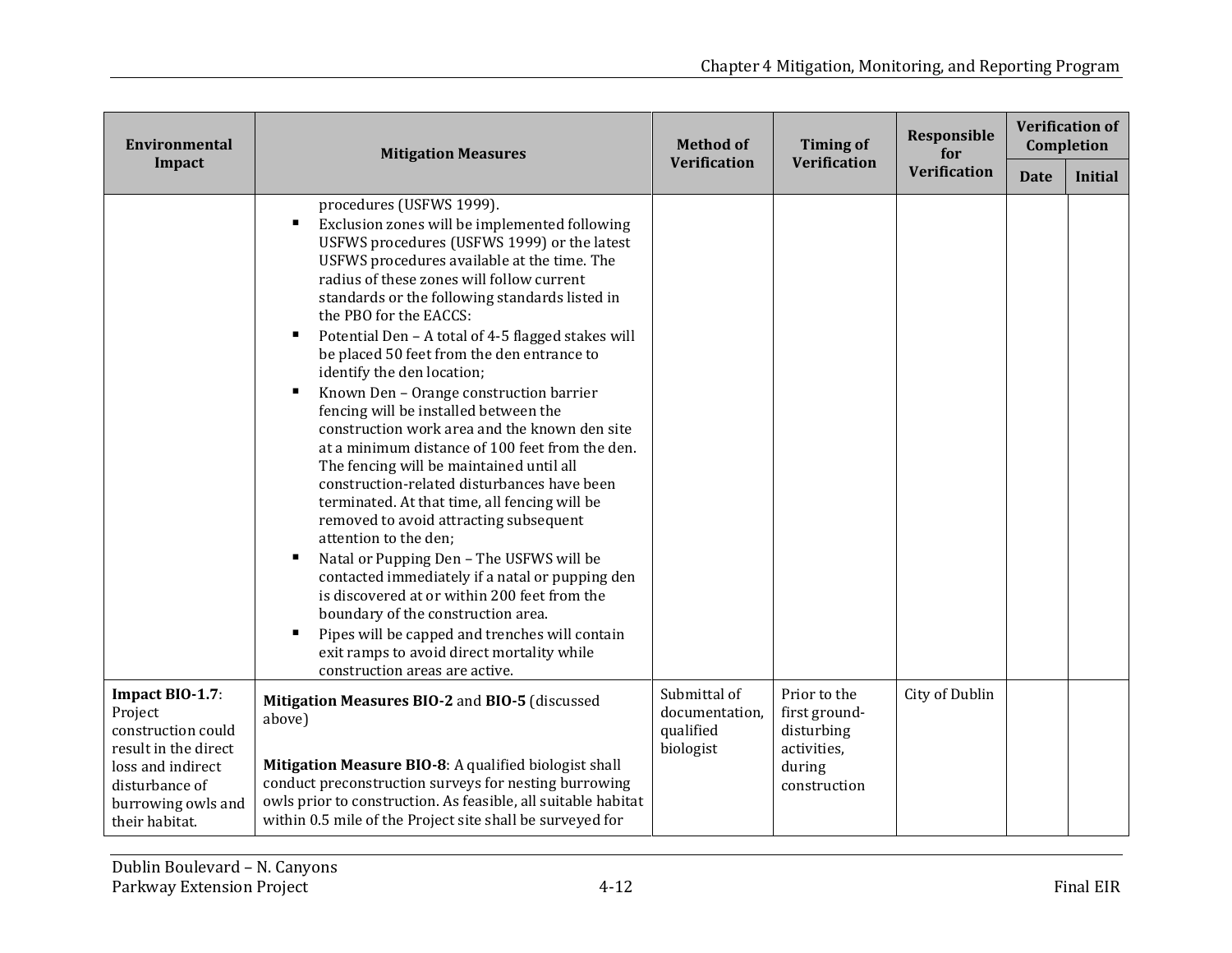| Environmental Impact | Mitigation Measures | Method of Verification | Timing of Verification | Responsible for Verification | Verification of Completion | |
|---|---|---|---|---|---|---|
| | | | | | Date | Initial |
| | procedures (USFWS 1999).<br>▪ Exclusion zones will be implemented following USFWS procedures (USFWS 1999) or the latest USFWS procedures available at the time. The radius of these zones will follow current standards or the following standards listed in the PBO for the EACCS:<br>▪ Potential Den – A total of 4-5 flagged stakes will be placed 50 feet from the den entrance to identify the den location;<br>▪ Known Den – Orange construction barrier fencing will be installed between the construction work area and the known den site at a minimum distance of 100 feet from the den. The fencing will be maintained until all construction-related disturbances have been terminated. At that time, all fencing will be removed to avoid attracting subsequent attention to the den;<br>▪ Natal or Pupping Den – The USFWS will be contacted immediately if a natal or pupping den is discovered at or within 200 feet from the boundary of the construction area.<br>▪ Pipes will be capped and trenches will contain exit ramps to avoid direct mortality while construction areas are active. | | | | | |
| **Impact BIO-1.7**: Project construction could result in the direct loss and indirect disturbance of burrowing owls and their habitat. | **Mitigation Measures BIO-2** and **BIO-5** (discussed above)<br><br>**Mitigation Measure BIO-8**: A qualified biologist shall conduct preconstruction surveys for nesting burrowing owls prior to construction. As feasible, all suitable habitat within 0.5 mile of the Project site shall be surveyed for | Submittal of documentation, qualified biologist | Prior to the first ground-disturbing activities, during construction | City of Dublin | | |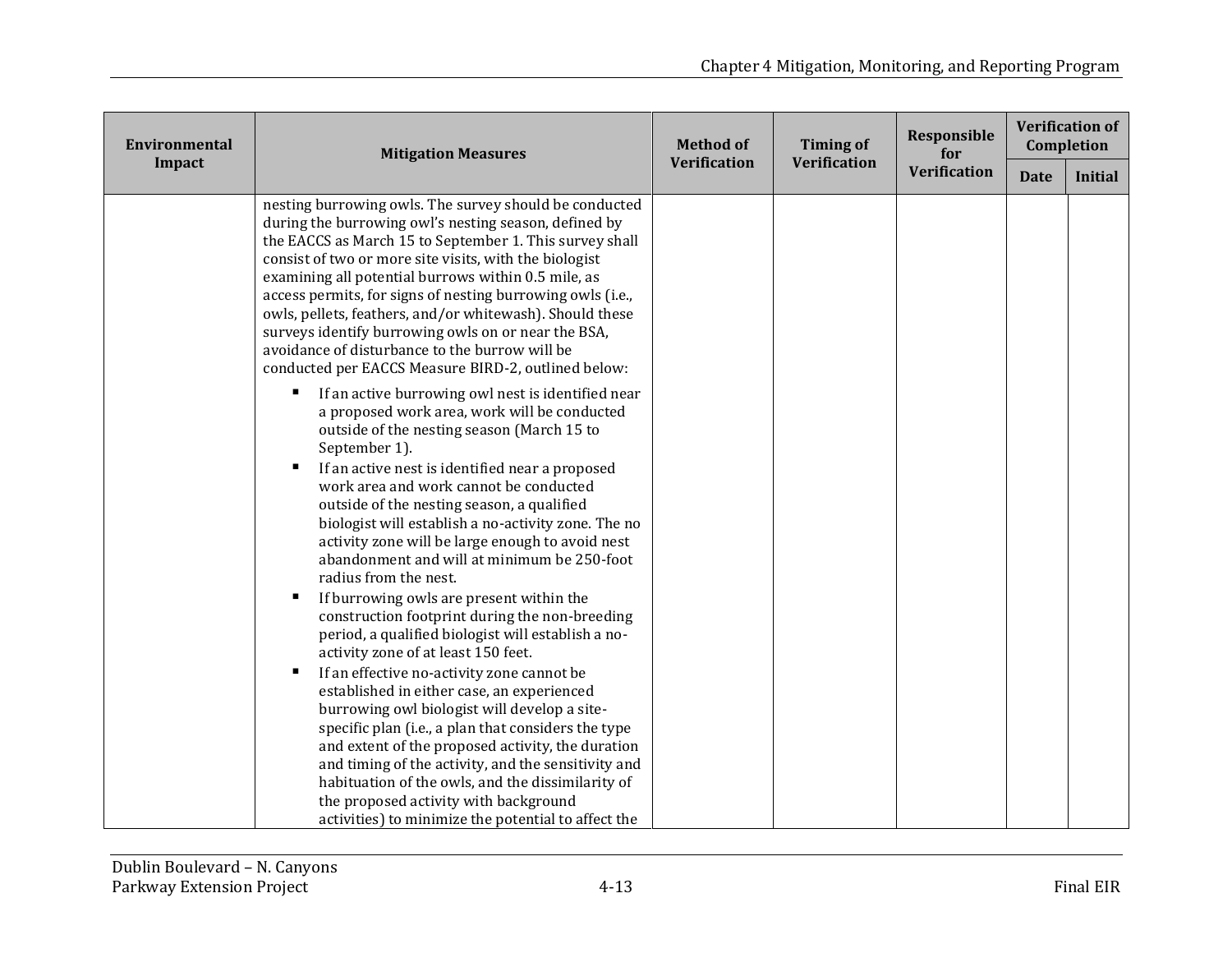| Environmental Impact | Mitigation Measures | Method of Verification | Timing of Verification | Responsible for Verification | Verification of Completion | |
|---|---|---|---|---|---|---|
| | | | | | Date | Initial |
| | nesting burrowing owls. The survey should be conducted during the burrowing owl's nesting season, defined by the EACCS as March 15 to September 1. This survey shall consist of two or more site visits, with the biologist examining all potential burrows within 0.5 mile, as access permits, for signs of nesting burrowing owls (i.e., owls, pellets, feathers, and/or whitewash). Should these surveys identify burrowing owls on or near the BSA, avoidance of disturbance to the burrow will be conducted per EACCS Measure BIRD-2, outlined below:<br><br>▪ If an active burrowing owl nest is identified near a proposed work area, work will be conducted outside of the nesting season (March 15 to September 1).<br>▪ If an active nest is identified near a proposed work area and work cannot be conducted outside of the nesting season, a qualified biologist will establish a no-activity zone. The no activity zone will be large enough to avoid nest abandonment and will at minimum be 250-foot radius from the nest.<br>▪ If burrowing owls are present within the construction footprint during the non-breeding period, a qualified biologist will establish a no-activity zone of at least 150 feet.<br>▪ If an effective no-activity zone cannot be established in either case, an experienced burrowing owl biologist will develop a site-specific plan (i.e., a plan that considers the type and extent of the proposed activity, the duration and timing of the activity, and the sensitivity and habituation of the owls, and the dissimilarity of the proposed activity with background activities) to minimize the potential to affect the | | | | | |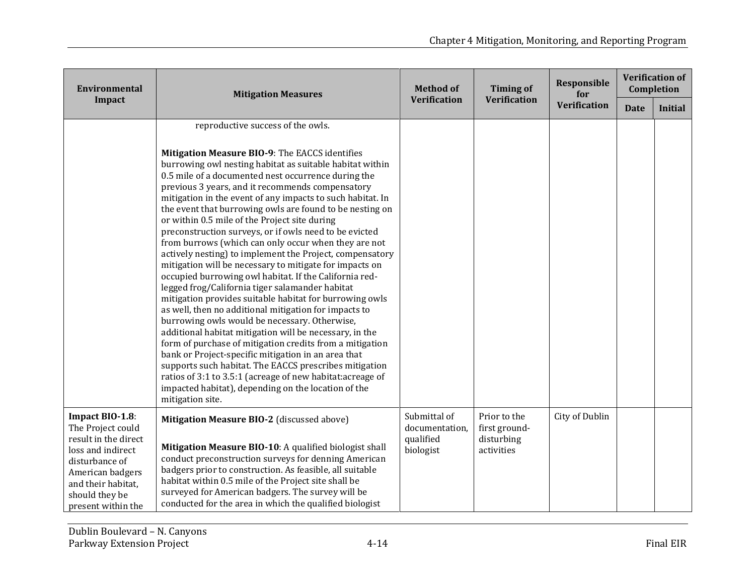| Environmental Impact | Mitigation Measures | Method of Verification | Timing of Verification | Responsible for Verification | Verification of Completion | |
|---|---|---|---|---|---|---|
| | | | | | Date | Initial |
| | reproductive success of the owls.<br><br>**Mitigation Measure BIO-9**: The EACCS identifies burrowing owl nesting habitat as suitable habitat within 0.5 mile of a documented nest occurrence during the previous 3 years, and it recommends compensatory mitigation in the event of any impacts to such habitat. In the event that burrowing owls are found to be nesting on or within 0.5 mile of the Project site during preconstruction surveys, or if owls need to be evicted from burrows (which can only occur when they are not actively nesting) to implement the Project, compensatory mitigation will be necessary to mitigate for impacts on occupied burrowing owl habitat. If the California red-legged frog/California tiger salamander habitat mitigation provides suitable habitat for burrowing owls as well, then no additional mitigation for impacts to burrowing owls would be necessary. Otherwise, additional habitat mitigation will be necessary, in the form of purchase of mitigation credits from a mitigation bank or Project-specific mitigation in an area that supports such habitat. The EACCS prescribes mitigation ratios of 3:1 to 3.5:1 (acreage of new habitat:acreage of impacted habitat), depending on the location of the mitigation site. | | | | | |
| **Impact BIO-1.8**: The Project could result in the direct loss and indirect disturbance of American badgers and their habitat, should they be present within the | **Mitigation Measure BIO-2** (discussed above)<br><br>**Mitigation Measure BIO-10**: A qualified biologist shall conduct preconstruction surveys for denning American badgers prior to construction. As feasible, all suitable habitat within 0.5 mile of the Project site shall be surveyed for American badgers. The survey will be conducted for the area in which the qualified biologist | Submittal of documentation, qualified biologist | Prior to the first ground-disturbing activities | City of Dublin | | |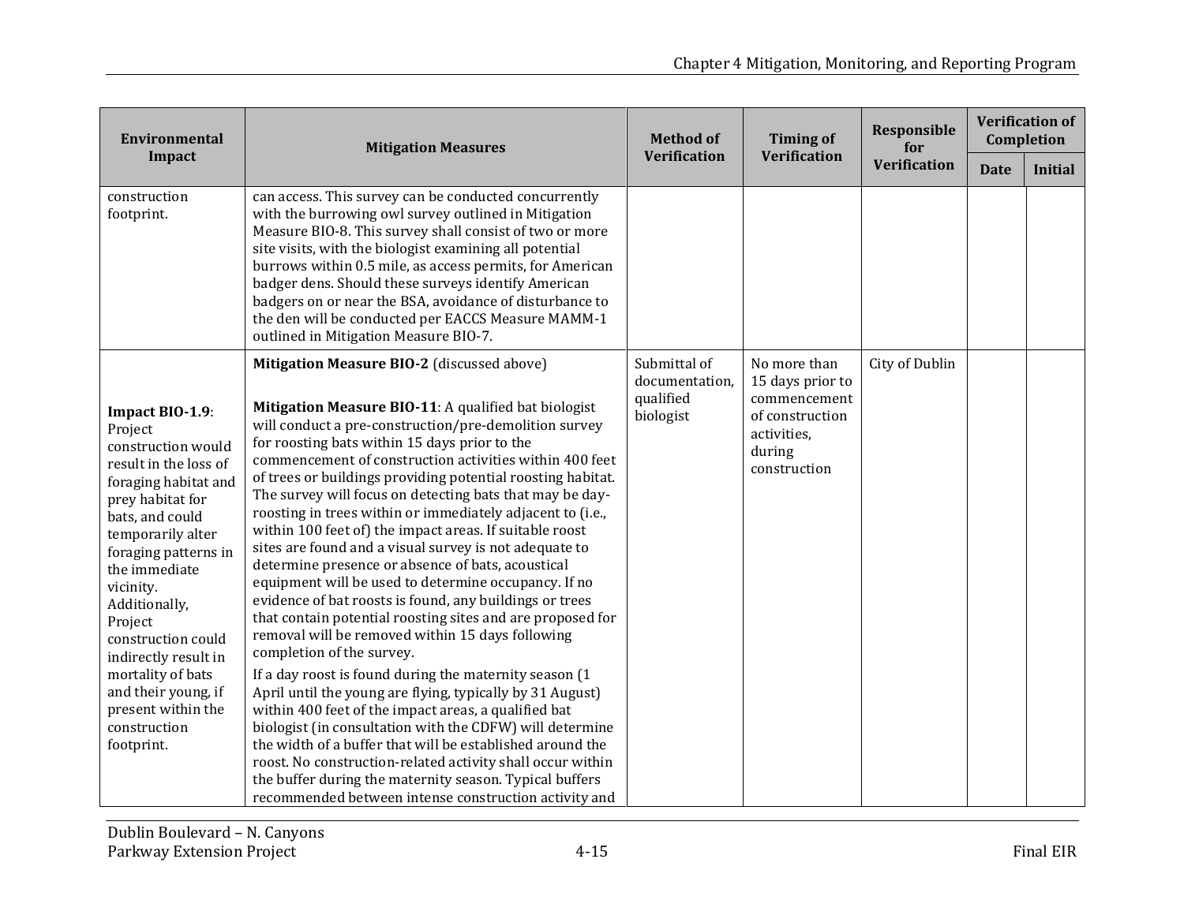| Environmental Impact | Mitigation Measures | Method of Verification | Timing of Verification | Responsible for Verification | Verification of Completion | |
|---|---|---|---|---|---|---|
| | | | | | Date | Initial |
| construction footprint. | can access. This survey can be conducted concurrently with the burrowing owl survey outlined in Mitigation Measure BIO-8. This survey shall consist of two or more site visits, with the biologist examining all potential burrows within 0.5 mile, as access permits, for American badger dens. Should these surveys identify American badgers on or near the BSA, avoidance of disturbance to the den will be conducted per EACCS Measure MAMM-1 outlined in Mitigation Measure BIO-7. | | | | | |
| **Impact BIO-1.9**: Project construction would result in the loss of foraging habitat and prey habitat for bats, and could temporarily alter foraging patterns in the immediate vicinity. Additionally, Project construction could indirectly result in mortality of bats and their young, if present within the construction footprint. | **Mitigation Measure BIO-2** (discussed above)<br><br>**Mitigation Measure BIO-11**: A qualified bat biologist will conduct a pre-construction/pre-demolition survey for roosting bats within 15 days prior to the commencement of construction activities within 400 feet of trees or buildings providing potential roosting habitat. The survey will focus on detecting bats that may be day-roosting in trees within or immediately adjacent to (i.e., within 100 feet of) the impact areas. If suitable roost sites are found and a visual survey is not adequate to determine presence or absence of bats, acoustical equipment will be used to determine occupancy. If no evidence of bat roosts is found, any buildings or trees that contain potential roosting sites and are proposed for removal will be removed within 15 days following completion of the survey.<br><br>If a day roost is found during the maternity season (1 April until the young are flying, typically by 31 August) within 400 feet of the impact areas, a qualified bat biologist (in consultation with the CDFW) will determine the width of a buffer that will be established around the roost. No construction-related activity shall occur within the buffer during the maternity season. Typical buffers recommended between intense construction activity and | Submittal of documentation, qualified biologist | No more than 15 days prior to commencement of construction activities, during construction | City of Dublin | | |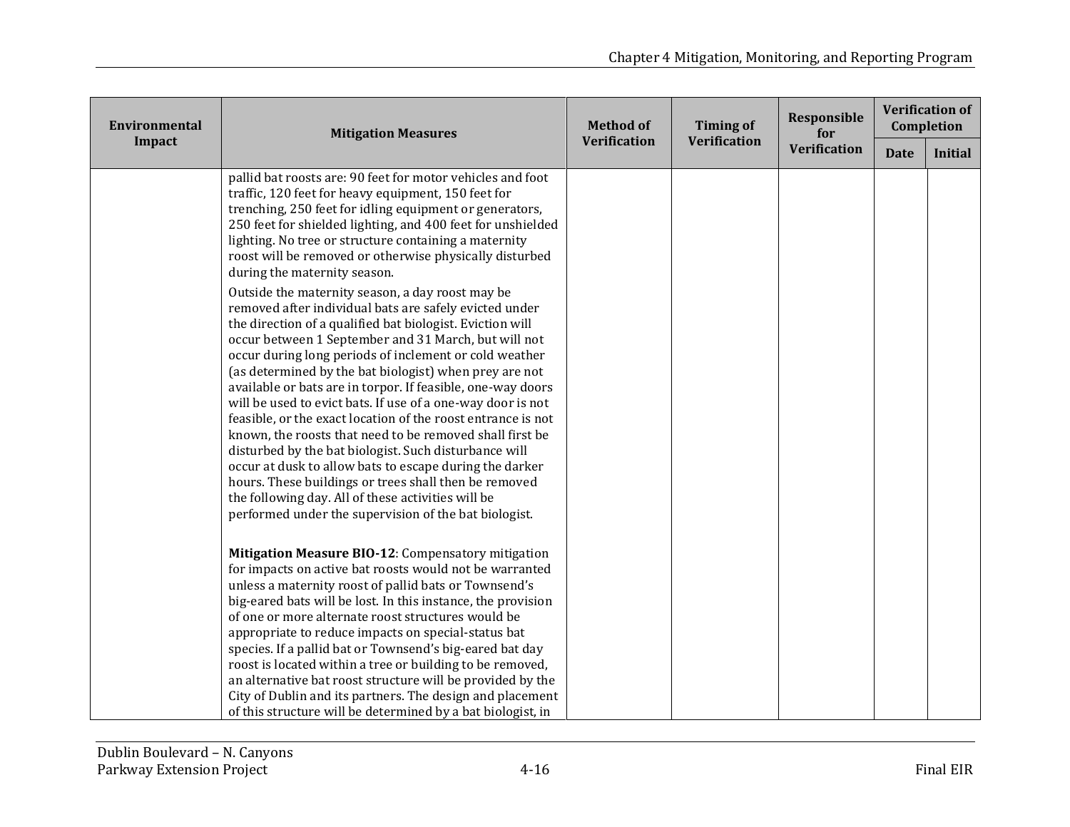| Environmental Impact | Mitigation Measures | Method of Verification | Timing of Verification | Responsible for Verification | Verification of Completion | |
|---|---|---|---|---|---|---|
| | | | | | Date | Initial |
| | pallid bat roosts are: 90 feet for motor vehicles and foot traffic, 120 feet for heavy equipment, 150 feet for trenching, 250 feet for idling equipment or generators, 250 feet for shielded lighting, and 400 feet for unshielded lighting. No tree or structure containing a maternity roost will be removed or otherwise physically disturbed during the maternity season.<br><br>Outside the maternity season, a day roost may be removed after individual bats are safely evicted under the direction of a qualified bat biologist. Eviction will occur between 1 September and 31 March, but will not occur during long periods of inclement or cold weather (as determined by the bat biologist) when prey are not available or bats are in torpor. If feasible, one-way doors will be used to evict bats. If use of a one-way door is not feasible, or the exact location of the roost entrance is not known, the roosts that need to be removed shall first be disturbed by the bat biologist. Such disturbance will occur at dusk to allow bats to escape during the darker hours. These buildings or trees shall then be removed the following day. All of these activities will be performed under the supervision of the bat biologist.<br><br>**Mitigation Measure BIO-12**: Compensatory mitigation for impacts on active bat roosts would not be warranted unless a maternity roost of pallid bats or Townsend's big-eared bats will be lost. In this instance, the provision of one or more alternate roost structures would be appropriate to reduce impacts on special-status bat species. If a pallid bat or Townsend's big-eared bat day roost is located within a tree or building to be removed, an alternative bat roost structure will be provided by the City of Dublin and its partners. The design and placement of this structure will be determined by a bat biologist, in | | | | | |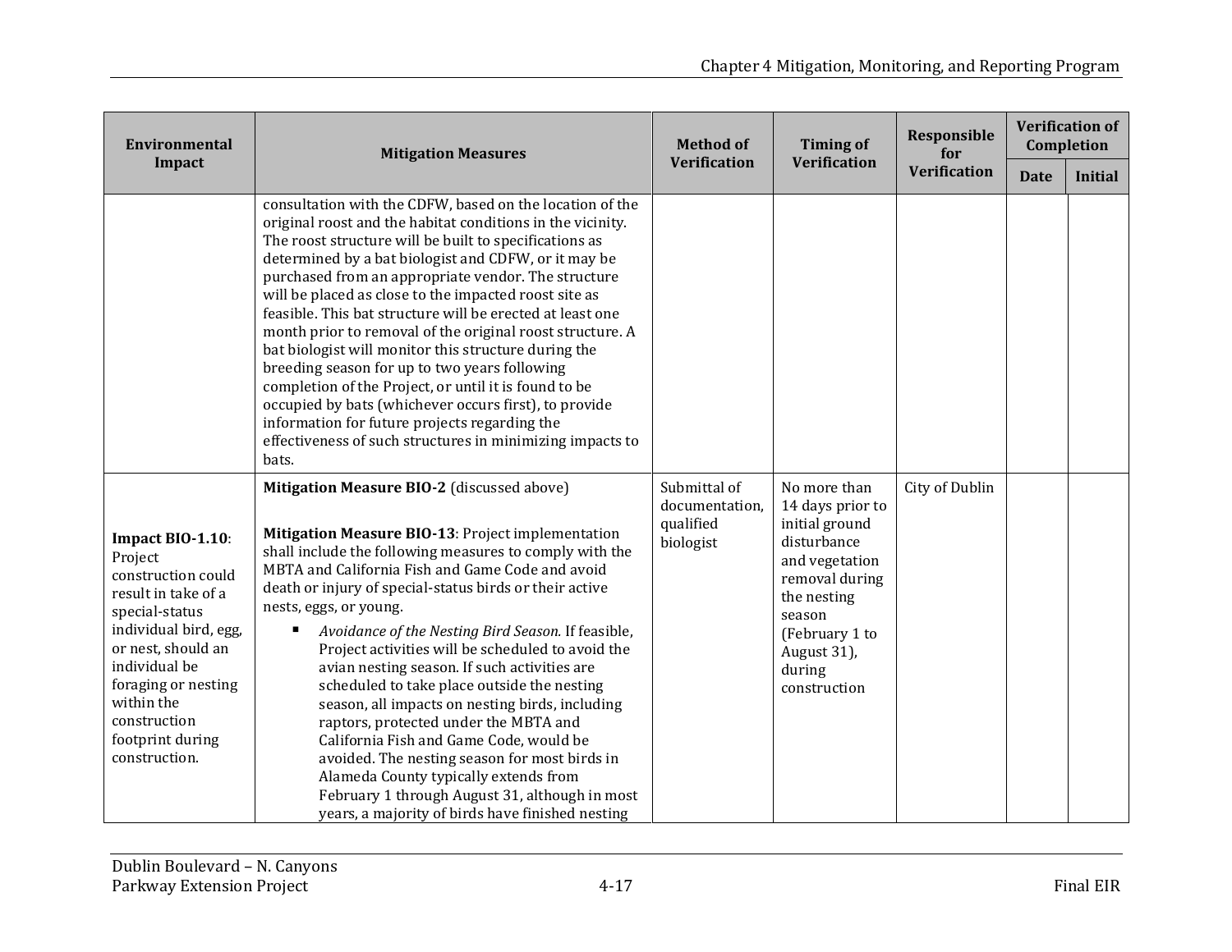| Environmental Impact | Mitigation Measures | Method of Verification | Timing of Verification | Responsible for Verification | Verification of Completion | |
|---|---|---|---|---|---|---|
| | | | | | Date | Initial |
| | consultation with the CDFW, based on the location of the original roost and the habitat conditions in the vicinity. The roost structure will be built to specifications as determined by a bat biologist and CDFW, or it may be purchased from an appropriate vendor. The structure will be placed as close to the impacted roost site as feasible. This bat structure will be erected at least one month prior to removal of the original roost structure. A bat biologist will monitor this structure during the breeding season for up to two years following completion of the Project, or until it is found to be occupied by bats (whichever occurs first), to provide information for future projects regarding the effectiveness of such structures in minimizing impacts to bats. | | | | | |
| **Impact BIO-1.10**: Project construction could result in take of a special-status individual bird, egg, or nest, should an individual be foraging or nesting within the construction footprint during construction. | **Mitigation Measure BIO-2** (discussed above)<br><br>**Mitigation Measure BIO-13**: Project implementation shall include the following measures to comply with the MBTA and California Fish and Game Code and avoid death or injury of special-status birds or their active nests, eggs, or young.<br><br>▪ *Avoidance of the Nesting Bird Season.* If feasible, Project activities will be scheduled to avoid the avian nesting season. If such activities are scheduled to take place outside the nesting season, all impacts on nesting birds, including raptors, protected under the MBTA and California Fish and Game Code, would be avoided. The nesting season for most birds in Alameda County typically extends from February 1 through August 31, although in most years, a majority of birds have finished nesting | Submittal of documentation, qualified biologist | No more than 14 days prior to initial ground disturbance and vegetation removal during the nesting season (February 1 to August 31), during construction | City of Dublin | | |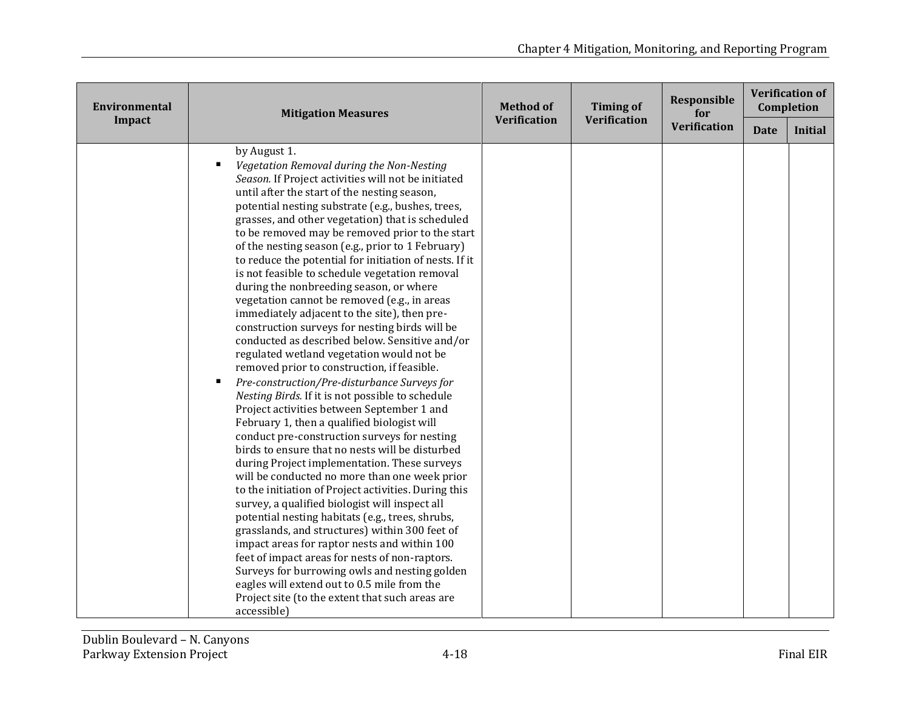| Environmental Impact | Mitigation Measures | Method of Verification | Timing of Verification | Responsible for Verification | Verification of Completion | |
|---|---|---|---|---|---|---|
| | | | | | Date | Initial |
| | by August 1.<br>▪ *Vegetation Removal during the Non-Nesting Season.* If Project activities will not be initiated until after the start of the nesting season, potential nesting substrate (e.g., bushes, trees, grasses, and other vegetation) that is scheduled to be removed may be removed prior to the start of the nesting season (e.g., prior to 1 February) to reduce the potential for initiation of nests. If it is not feasible to schedule vegetation removal during the nonbreeding season, or where vegetation cannot be removed (e.g., in areas immediately adjacent to the site), then pre-construction surveys for nesting birds will be conducted as described below. Sensitive and/or regulated wetland vegetation would not be removed prior to construction, if feasible.<br>▪ *Pre-construction/Pre-disturbance Surveys for Nesting Birds.* If it is not possible to schedule Project activities between September 1 and February 1, then a qualified biologist will conduct pre-construction surveys for nesting birds to ensure that no nests will be disturbed during Project implementation. These surveys will be conducted no more than one week prior to the initiation of Project activities. During this survey, a qualified biologist will inspect all potential nesting habitats (e.g., trees, shrubs, grasslands, and structures) within 300 feet of impact areas for raptor nests and within 100 feet of impact areas for nests of non-raptors. Surveys for burrowing owls and nesting golden eagles will extend out to 0.5 mile from the Project site (to the extent that such areas are accessible) | | | | | |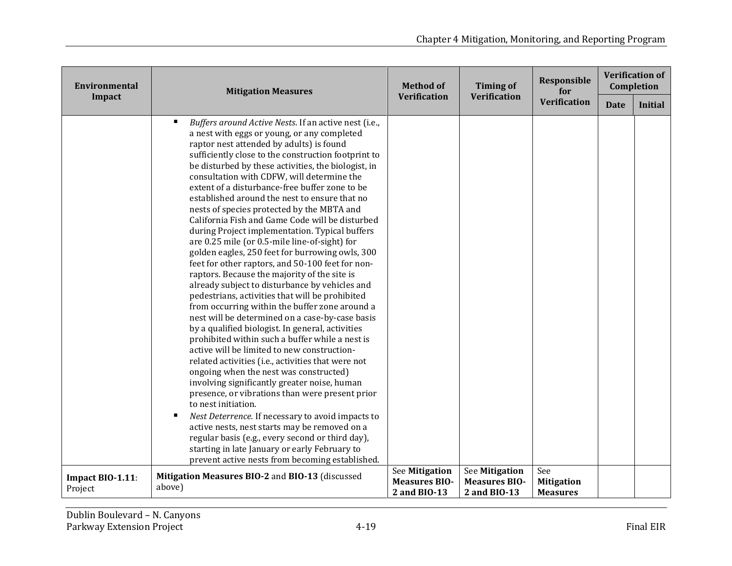| Environmental Impact | Mitigation Measures | Method of Verification | Timing of Verification | Responsible for Verification | Verification of Completion | |
|---|---|---|---|---|---|---|
| | | | | | Date | Initial |
| | ▪ *Buffers around Active Nests*. If an active nest (i.e., a nest with eggs or young, or any completed raptor nest attended by adults) is found sufficiently close to the construction footprint to be disturbed by these activities, the biologist, in consultation with CDFW, will determine the extent of a disturbance-free buffer zone to be established around the nest to ensure that no nests of species protected by the MBTA and California Fish and Game Code will be disturbed during Project implementation. Typical buffers are 0.25 mile (or 0.5-mile line-of-sight) for golden eagles, 250 feet for burrowing owls, 300 feet for other raptors, and 50-100 feet for non-raptors. Because the majority of the site is already subject to disturbance by vehicles and pedestrians, activities that will be prohibited from occurring within the buffer zone around a nest will be determined on a case-by-case basis by a qualified biologist. In general, activities prohibited within such a buffer while a nest is active will be limited to new construction-related activities (i.e., activities that were not ongoing when the nest was constructed) involving significantly greater noise, human presence, or vibrations than were present prior to nest initiation.<br>▪ *Nest Deterrence.* If necessary to avoid impacts to active nests, nest starts may be removed on a regular basis (e.g., every second or third day), starting in late January or early February to prevent active nests from becoming established. | | | | | |
| **Impact BIO-1.11**: Project | **Mitigation Measures BIO-2** and **BIO-13** (discussed above) | See **Mitigation Measures BIO-2 and BIO-13** | See **Mitigation Measures BIO-2 and BIO-13** | See **Mitigation Measures** | | |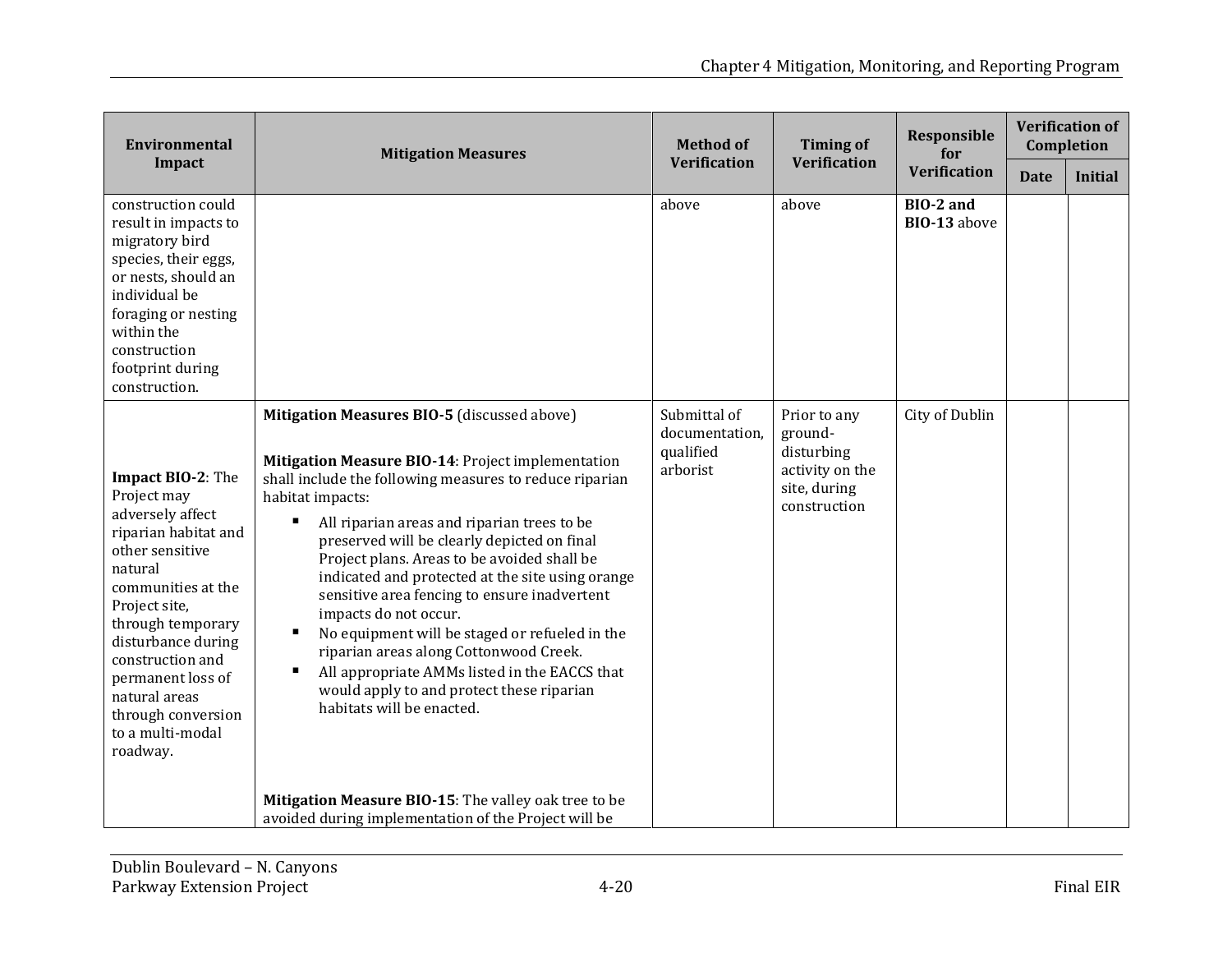| Environmental Impact | Mitigation Measures | Method of Verification | Timing of Verification | Responsible for Verification | Verification of Completion | |
|---|---|---|---|---|---|---|
| | | | | | Date | Initial |
| construction could result in impacts to migratory bird species, their eggs, or nests, should an individual be foraging or nesting within the construction footprint during construction. | | above | above | **BIO-2 and BIO-13** above | | |
| **Impact BIO-2**: The Project may adversely affect riparian habitat and other sensitive natural communities at the Project site, through temporary disturbance during construction and permanent loss of natural areas through conversion to a multi-modal roadway. | **Mitigation Measures BIO-5** (discussed above)<br><br>**Mitigation Measure BIO-14**: Project implementation shall include the following measures to reduce riparian habitat impacts:<br>▪ All riparian areas and riparian trees to be preserved will be clearly depicted on final Project plans. Areas to be avoided shall be indicated and protected at the site using orange sensitive area fencing to ensure inadvertent impacts do not occur.<br>▪ No equipment will be staged or refueled in the riparian areas along Cottonwood Creek.<br>▪ All appropriate AMMs listed in the EACCS that would apply to and protect these riparian habitats will be enacted.<br><br>**Mitigation Measure BIO-15**: The valley oak tree to be avoided during implementation of the Project will be | Submittal of documentation, qualified arborist | Prior to any ground-disturbing activity on the site, during construction | City of Dublin | | |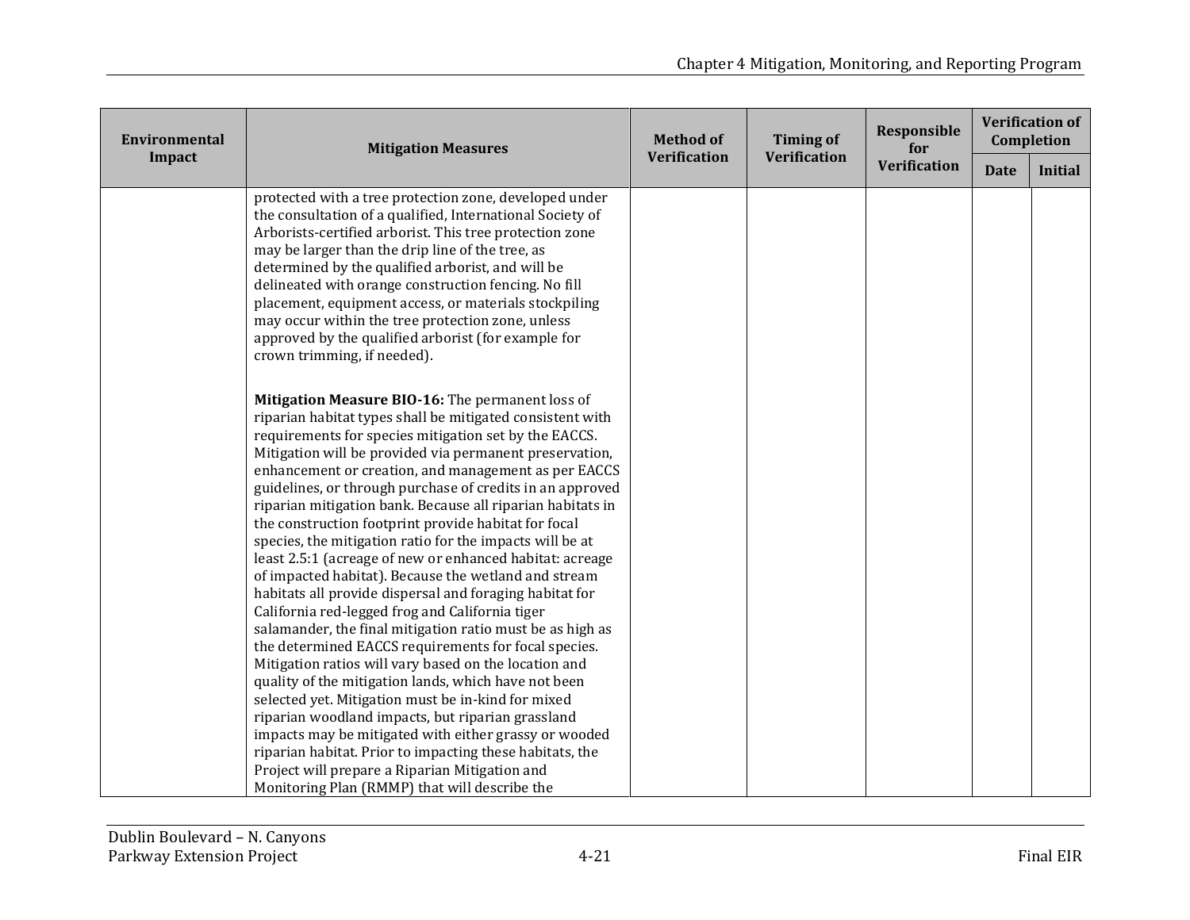| Environmental Impact | Mitigation Measures | Method of Verification | Timing of Verification | Responsible for Verification | Verification of Completion | |
|---|---|---|---|---|---|---|
| | | | | | Date | Initial |
| | protected with a tree protection zone, developed under the consultation of a qualified, International Society of Arborists-certified arborist. This tree protection zone may be larger than the drip line of the tree, as determined by the qualified arborist, and will be delineated with orange construction fencing. No fill placement, equipment access, or materials stockpiling may occur within the tree protection zone, unless approved by the qualified arborist (for example for crown trimming, if needed).<br><br>**Mitigation Measure BIO-16:** The permanent loss of riparian habitat types shall be mitigated consistent with requirements for species mitigation set by the EACCS. Mitigation will be provided via permanent preservation, enhancement or creation, and management as per EACCS guidelines, or through purchase of credits in an approved riparian mitigation bank. Because all riparian habitats in the construction footprint provide habitat for focal species, the mitigation ratio for the impacts will be at least 2.5:1 (acreage of new or enhanced habitat: acreage of impacted habitat). Because the wetland and stream habitats all provide dispersal and foraging habitat for California red-legged frog and California tiger salamander, the final mitigation ratio must be as high as the determined EACCS requirements for focal species. Mitigation ratios will vary based on the location and quality of the mitigation lands, which have not been selected yet. Mitigation must be in-kind for mixed riparian woodland impacts, but riparian grassland impacts may be mitigated with either grassy or wooded riparian habitat. Prior to impacting these habitats, the Project will prepare a Riparian Mitigation and Monitoring Plan (RMMP) that will describe the | | | | | |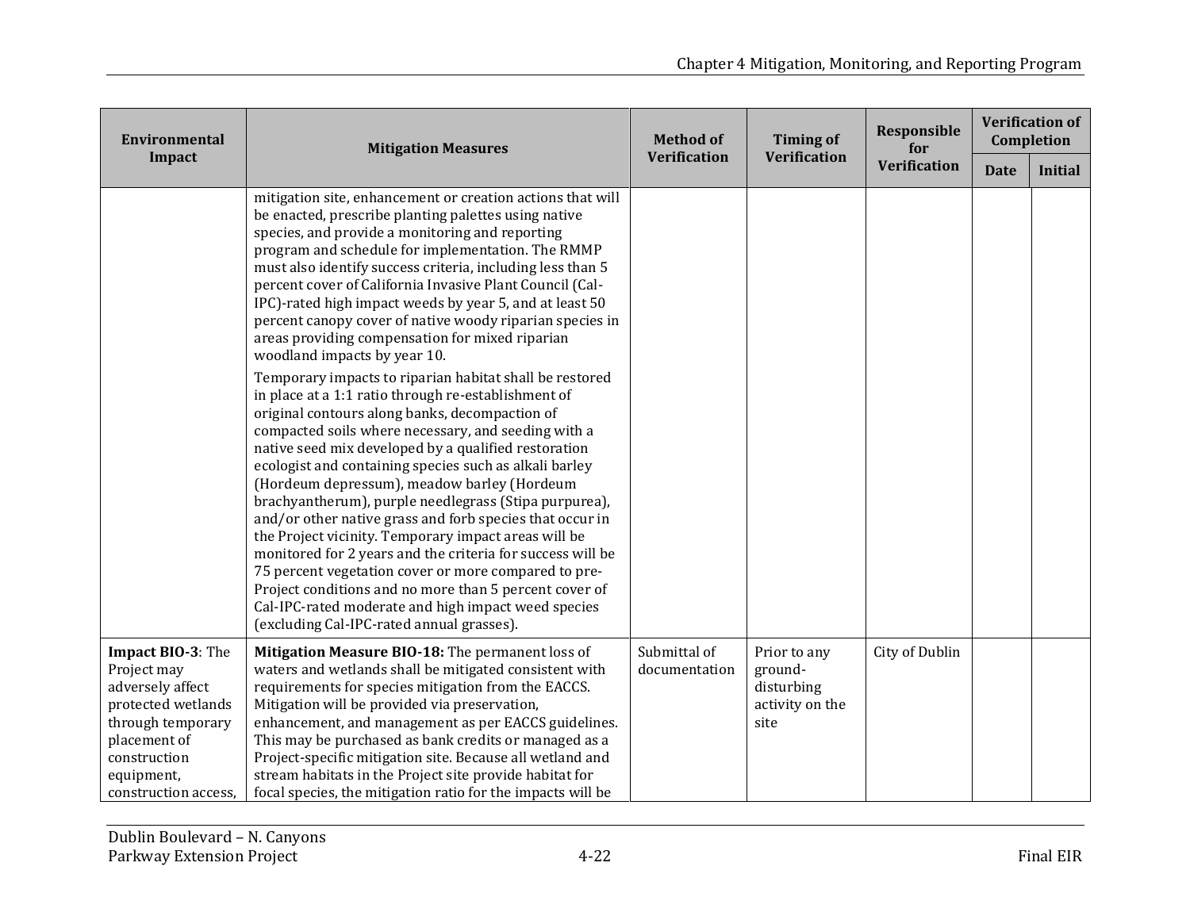| Environmental Impact | Mitigation Measures | Method of Verification | Timing of Verification | Responsible for Verification | Verification of Completion | |
|---|---|---|---|---|---|---|
| | | | | | Date | Initial |
| | mitigation site, enhancement or creation actions that will be enacted, prescribe planting palettes using native species, and provide a monitoring and reporting program and schedule for implementation. The RMMP must also identify success criteria, including less than 5 percent cover of California Invasive Plant Council (Cal-IPC)-rated high impact weeds by year 5, and at least 50 percent canopy cover of native woody riparian species in areas providing compensation for mixed riparian woodland impacts by year 10.<br><br>Temporary impacts to riparian habitat shall be restored in place at a 1:1 ratio through re-establishment of original contours along banks, decompaction of compacted soils where necessary, and seeding with a native seed mix developed by a qualified restoration ecologist and containing species such as alkali barley (Hordeum depressum), meadow barley (Hordeum brachyantherum), purple needlegrass (Stipa purpurea), and/or other native grass and forb species that occur in the Project vicinity. Temporary impact areas will be monitored for 2 years and the criteria for success will be 75 percent vegetation cover or more compared to pre-Project conditions and no more than 5 percent cover of Cal-IPC-rated moderate and high impact weed species (excluding Cal-IPC-rated annual grasses). | | | | | |
| **Impact BIO-3**: The Project may adversely affect protected wetlands through temporary placement of construction equipment, construction access, | **Mitigation Measure BIO-18:** The permanent loss of waters and wetlands shall be mitigated consistent with requirements for species mitigation from the EACCS. Mitigation will be provided via preservation, enhancement, and management as per EACCS guidelines. This may be purchased as bank credits or managed as a Project-specific mitigation site. Because all wetland and stream habitats in the Project site provide habitat for focal species, the mitigation ratio for the impacts will be | Submittal of documentation | Prior to any ground-disturbing activity on the site | City of Dublin | | |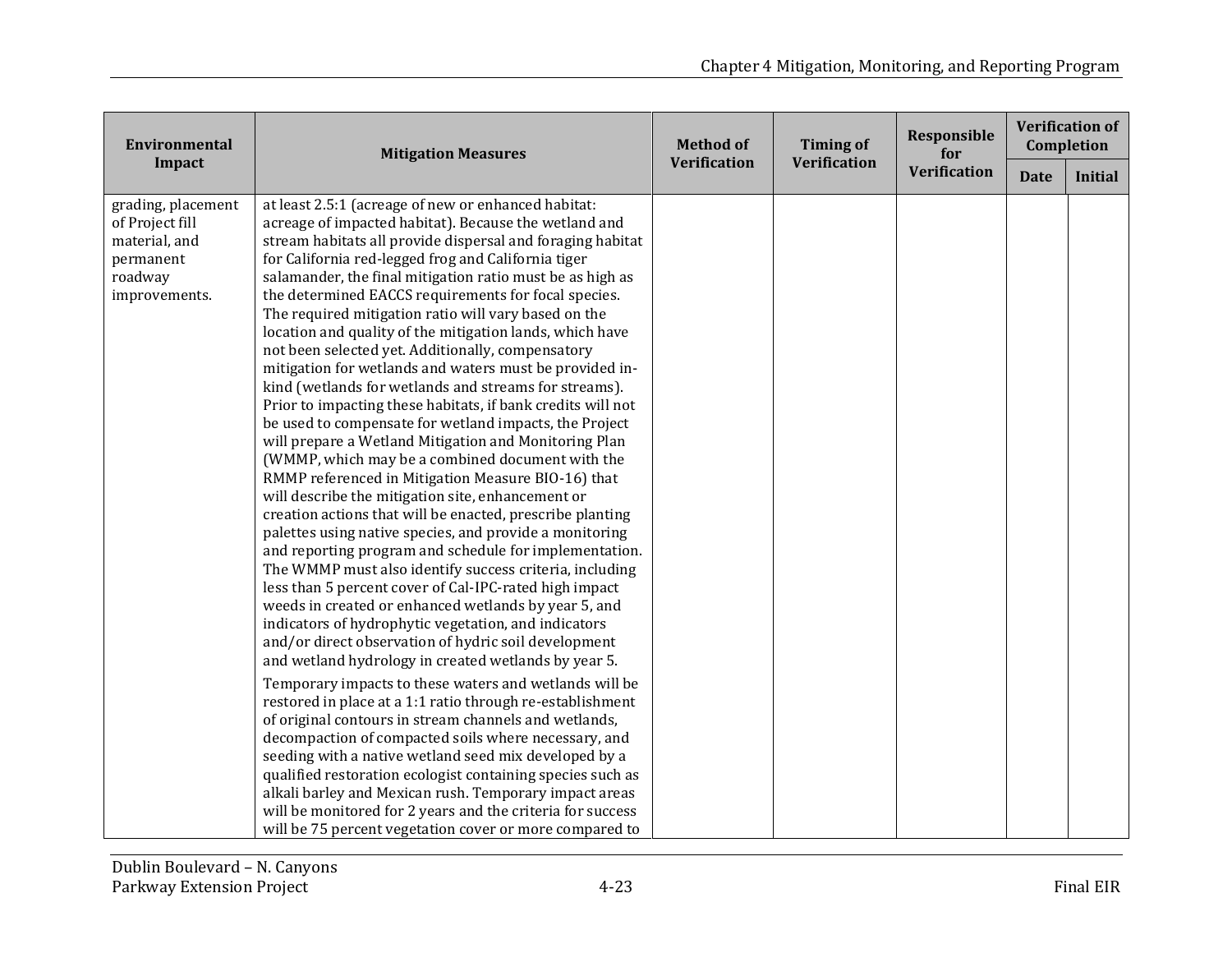| Environmental Impact | Mitigation Measures | Method of Verification | Timing of Verification | Responsible for Verification | Verification of Completion | |
|---|---|---|---|---|---|---|
| | | | | | Date | Initial |
| grading, placement of Project fill material, and permanent roadway improvements. | at least 2.5:1 (acreage of new or enhanced habitat: acreage of impacted habitat). Because the wetland and stream habitats all provide dispersal and foraging habitat for California red-legged frog and California tiger salamander, the final mitigation ratio must be as high as the determined EACCS requirements for focal species. The required mitigation ratio will vary based on the location and quality of the mitigation lands, which have not been selected yet. Additionally, compensatory mitigation for wetlands and waters must be provided in-kind (wetlands for wetlands and streams for streams). Prior to impacting these habitats, if bank credits will not be used to compensate for wetland impacts, the Project will prepare a Wetland Mitigation and Monitoring Plan (WMMP, which may be a combined document with the RMMP referenced in Mitigation Measure BIO-16) that will describe the mitigation site, enhancement or creation actions that will be enacted, prescribe planting palettes using native species, and provide a monitoring and reporting program and schedule for implementation. The WMMP must also identify success criteria, including less than 5 percent cover of Cal-IPC-rated high impact weeds in created or enhanced wetlands by year 5, and indicators of hydrophytic vegetation, and indicators and/or direct observation of hydric soil development and wetland hydrology in created wetlands by year 5.<br><br>Temporary impacts to these waters and wetlands will be restored in place at a 1:1 ratio through re-establishment of original contours in stream channels and wetlands, decompaction of compacted soils where necessary, and seeding with a native wetland seed mix developed by a qualified restoration ecologist containing species such as alkali barley and Mexican rush. Temporary impact areas will be monitored for 2 years and the criteria for success will be 75 percent vegetation cover or more compared to | | | | | |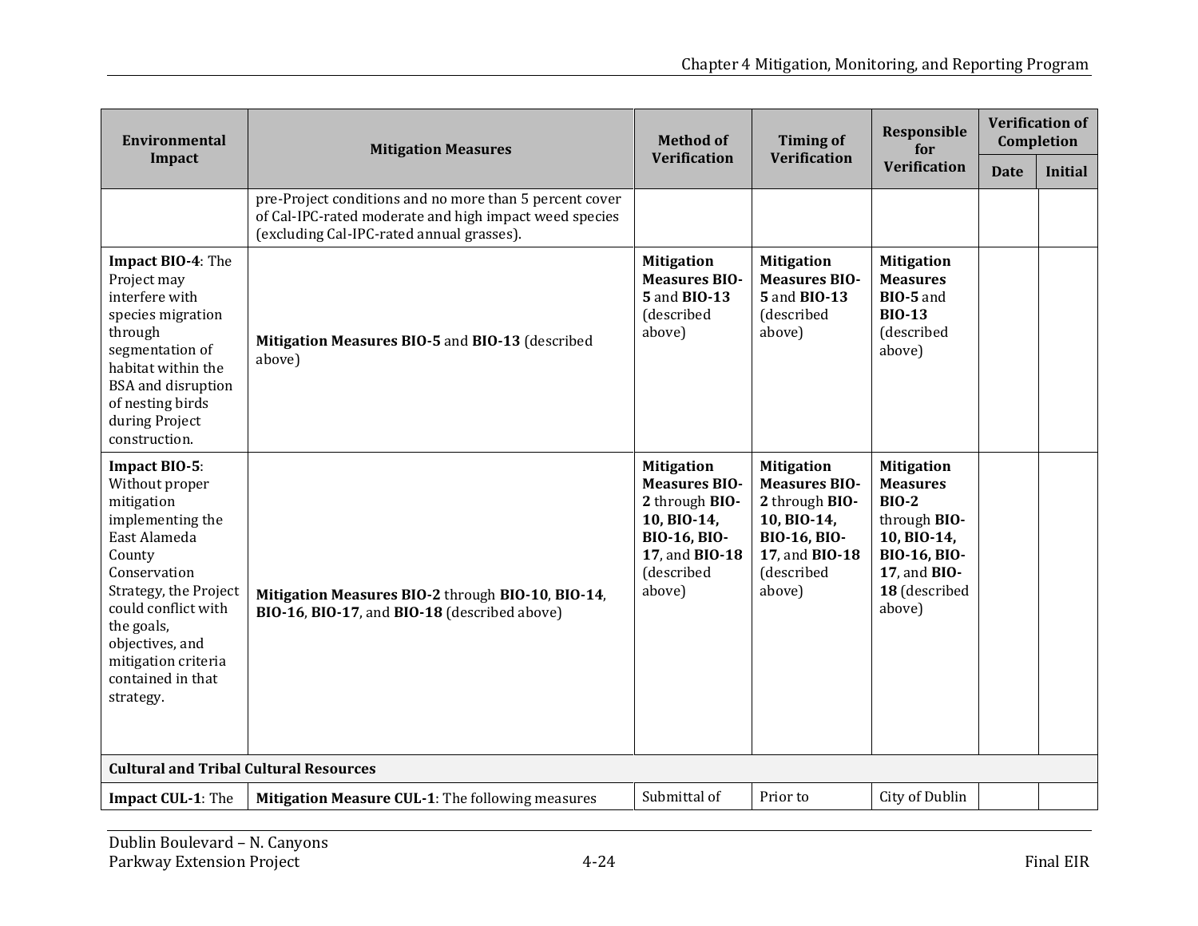| Environmental Impact | Mitigation Measures | Method of Verification | Timing of Verification | Responsible for Verification | Verification of Completion | |
|---|---|---|---|---|---|---|
| | | | | | Date | Initial |
| | pre-Project conditions and no more than 5 percent cover of Cal-IPC-rated moderate and high impact weed species (excluding Cal-IPC-rated annual grasses). | | | | | |
| **Impact BIO-4**: The Project may interfere with species migration through segmentation of habitat within the BSA and disruption of nesting birds during Project construction. | **Mitigation Measures BIO-5** and **BIO-13** (described above) | **Mitigation Measures BIO-5** and **BIO-13** (described above) | **Mitigation Measures BIO-5** and **BIO-13** (described above) | **Mitigation Measures BIO-5** and **BIO-13** (described above) | | |
| **Impact BIO-5**: Without proper mitigation implementing the East Alameda County Conservation Strategy, the Project could conflict with the goals, objectives, and mitigation criteria contained in that strategy. | **Mitigation Measures BIO-2** through **BIO-10**, **BIO-14**, **BIO-16**, **BIO-17**, and **BIO-18** (described above) | **Mitigation Measures BIO-2** through **BIO-10, BIO-14, BIO-16, BIO-17**, and **BIO-18** (described above) | **Mitigation Measures BIO-2** through **BIO-10, BIO-14, BIO-16, BIO-17**, and **BIO-18** (described above) | **Mitigation Measures BIO-2** through **BIO-10, BIO-14, BIO-16, BIO-17**, and **BIO-18** (described above) | | |
| **Cultural and Tribal Cultural Resources** | | | | | | |
| **Impact CUL-1**: The | **Mitigation Measure CUL-1**: The following measures | Submittal of | Prior to | City of Dublin | | |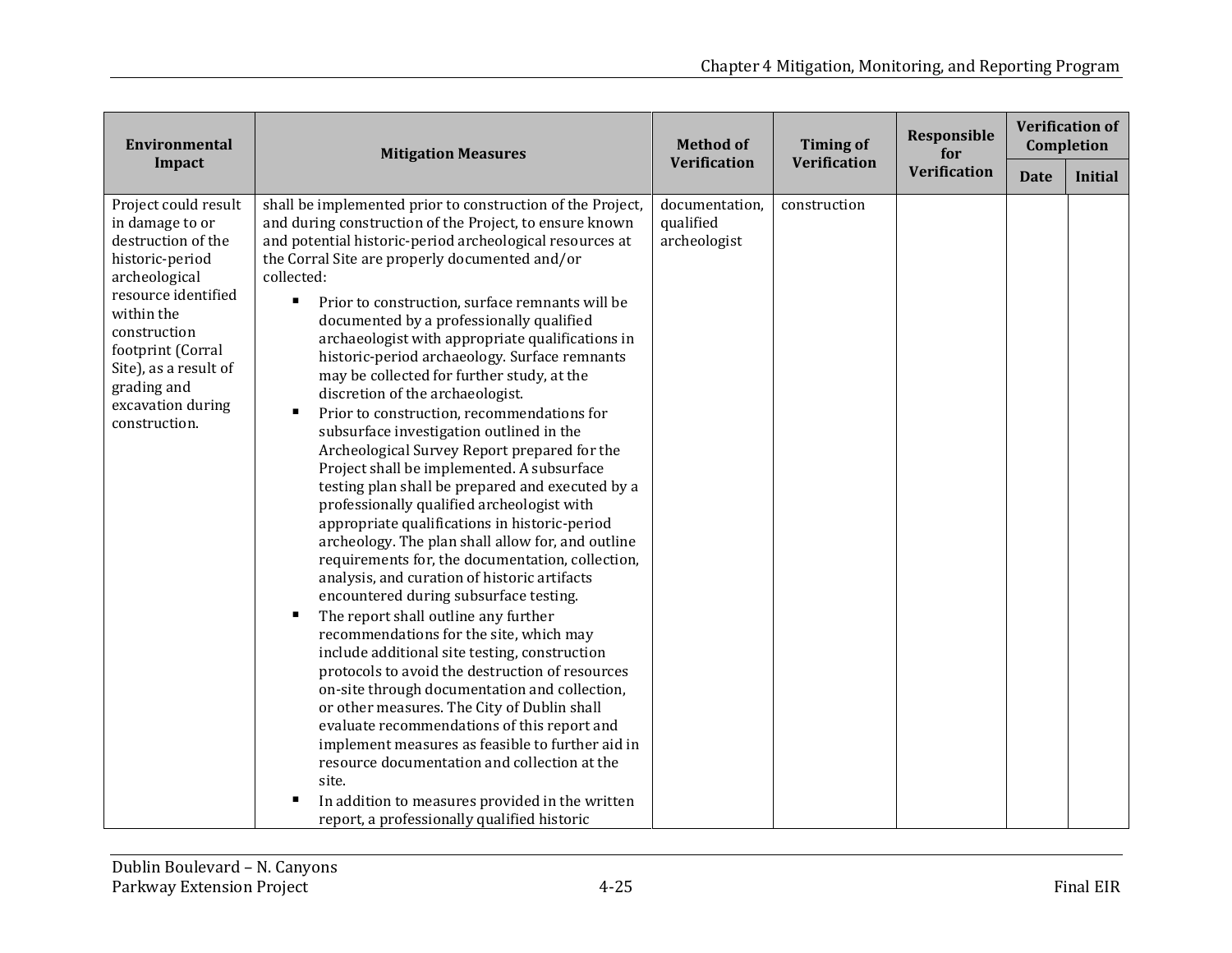| Environmental Impact | Mitigation Measures | Method of Verification | Timing of Verification | Responsible for Verification | Verification of Completion | |
|---|---|---|---|---|---|---|
| | | | | | Date | Initial |
| Project could result in damage to or destruction of the historic-period archeological resource identified within the construction footprint (Corral Site), as a result of grading and excavation during construction. | shall be implemented prior to construction of the Project, and during construction of the Project, to ensure known and potential historic-period archeological resources at the Corral Site are properly documented and/or collected:<br>▪ Prior to construction, surface remnants will be documented by a professionally qualified archaeologist with appropriate qualifications in historic-period archaeology. Surface remnants may be collected for further study, at the discretion of the archaeologist.<br>▪ Prior to construction, recommendations for subsurface investigation outlined in the Archeological Survey Report prepared for the Project shall be implemented. A subsurface testing plan shall be prepared and executed by a professionally qualified archeologist with appropriate qualifications in historic-period archeology. The plan shall allow for, and outline requirements for, the documentation, collection, analysis, and curation of historic artifacts encountered during subsurface testing.<br>▪ The report shall outline any further recommendations for the site, which may include additional site testing, construction protocols to avoid the destruction of resources on-site through documentation and collection, or other measures. The City of Dublin shall evaluate recommendations of this report and implement measures as feasible to further aid in resource documentation and collection at the site.<br>▪ In addition to measures provided in the written report, a professionally qualified historic | documentation, qualified archeologist | construction | | | |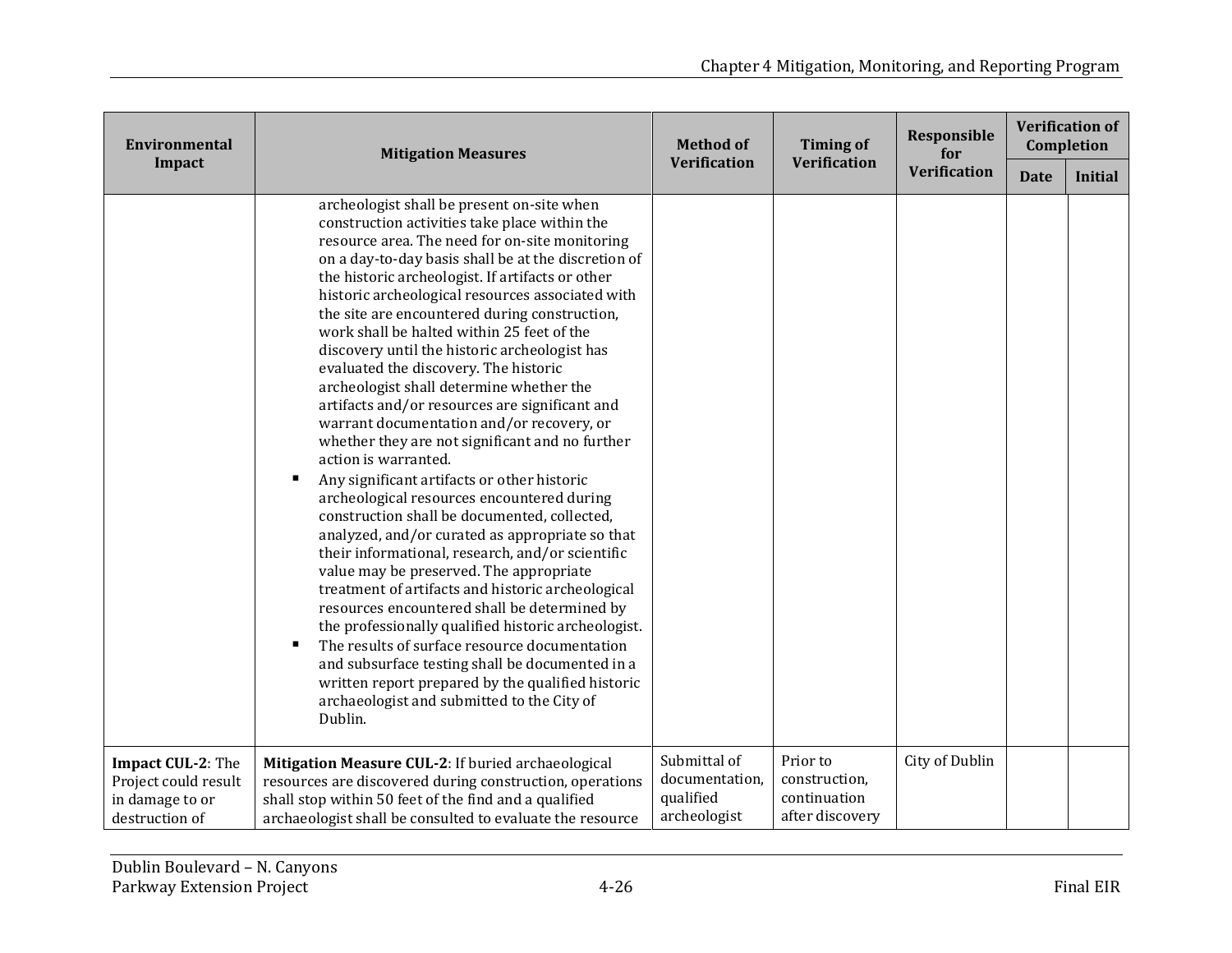| Environmental Impact | Mitigation Measures | Method of Verification | Timing of Verification | Responsible for Verification | Verification of Completion | |
|---|---|---|---|---|---|---|
| | | | | | Date | Initial |
| | archeologist shall be present on-site when construction activities take place within the resource area. The need for on-site monitoring on a day-to-day basis shall be at the discretion of the historic archeologist. If artifacts or other historic archeological resources associated with the site are encountered during construction, work shall be halted within 25 feet of the discovery until the historic archeologist has evaluated the discovery. The historic archeologist shall determine whether the artifacts and/or resources are significant and warrant documentation and/or recovery, or whether they are not significant and no further action is warranted.<br>▪ Any significant artifacts or other historic archeological resources encountered during construction shall be documented, collected, analyzed, and/or curated as appropriate so that their informational, research, and/or scientific value may be preserved. The appropriate treatment of artifacts and historic archeological resources encountered shall be determined by the professionally qualified historic archeologist.<br>▪ The results of surface resource documentation and subsurface testing shall be documented in a written report prepared by the qualified historic archaeologist and submitted to the City of Dublin. | | | | | |
| **Impact CUL-2**: The Project could result in damage to or destruction of | **Mitigation Measure CUL-2**: If buried archaeological resources are discovered during construction, operations shall stop within 50 feet of the find and a qualified archaeologist shall be consulted to evaluate the resource | Submittal of documentation, qualified archeologist | Prior to construction, continuation after discovery | City of Dublin | | |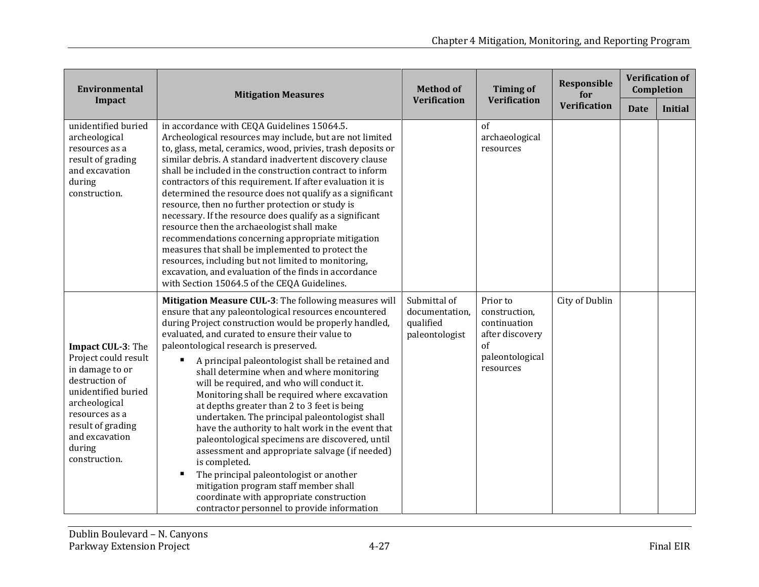| Environmental Impact | Mitigation Measures | Method of Verification | Timing of Verification | Responsible for Verification | Verification of Completion | |
|---|---|---|---|---|---|---|
| | | | | | Date | Initial |
| unidentified buried archeological resources as a result of grading and excavation during construction. | in accordance with CEQA Guidelines 15064.5. Archeological resources may include, but are not limited to, glass, metal, ceramics, wood, privies, trash deposits or similar debris. A standard inadvertent discovery clause shall be included in the construction contract to inform contractors of this requirement. If after evaluation it is determined the resource does not qualify as a significant resource, then no further protection or study is necessary. If the resource does qualify as a significant resource then the archaeologist shall make recommendations concerning appropriate mitigation measures that shall be implemented to protect the resources, including but not limited to monitoring, excavation, and evaluation of the finds in accordance with Section 15064.5 of the CEQA Guidelines. | | of archaeological resources | | | |
| **Impact CUL-3**: The Project could result in damage to or destruction of unidentified buried archeological resources as a result of grading and excavation during construction. | **Mitigation Measure CUL-3**: The following measures will ensure that any paleontological resources encountered during Project construction would be properly handled, evaluated, and curated to ensure their value to paleontological research is preserved.<br>▪ A principal paleontologist shall be retained and shall determine when and where monitoring will be required, and who will conduct it. Monitoring shall be required where excavation at depths greater than 2 to 3 feet is being undertaken. The principal paleontologist shall have the authority to halt work in the event that paleontological specimens are discovered, until assessment and appropriate salvage (if needed) is completed.<br>▪ The principal paleontologist or another mitigation program staff member shall coordinate with appropriate construction contractor personnel to provide information | Submittal of documentation, qualified paleontologist | Prior to construction, continuation after discovery of paleontological resources | City of Dublin | | |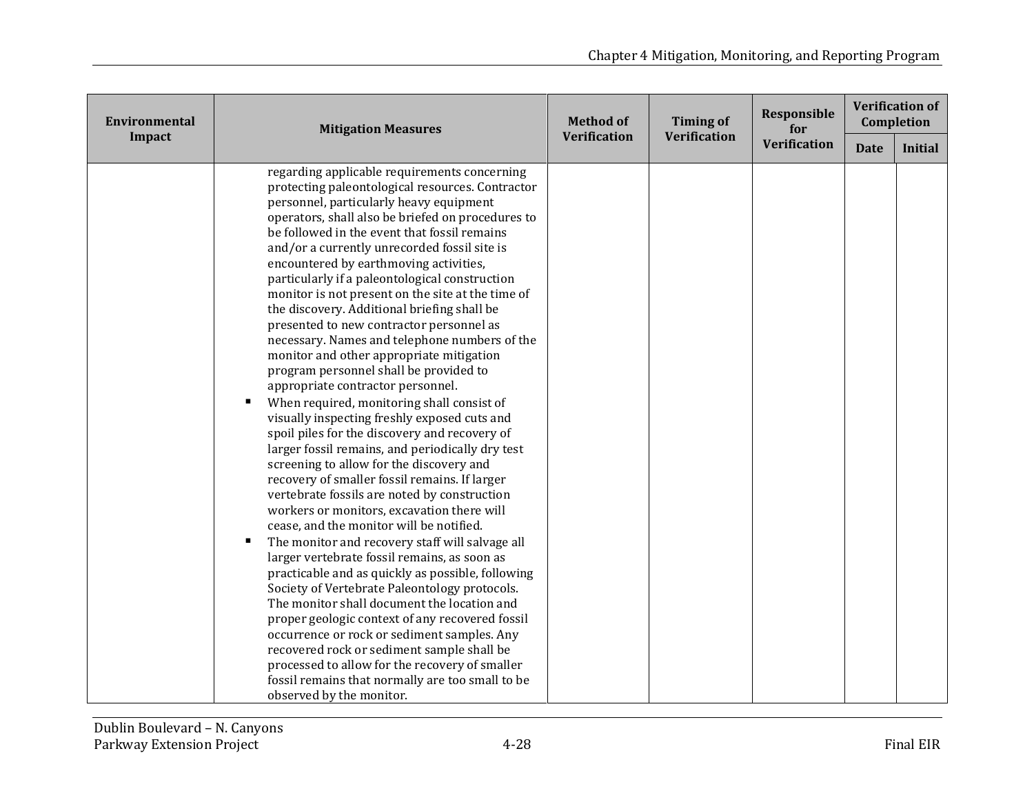| Environmental Impact | Mitigation Measures | Method of Verification | Timing of Verification | Responsible for Verification | Verification of Completion | |
|---|---|---|---|---|---|---|
| | | | | | Date | Initial |
| | regarding applicable requirements concerning protecting paleontological resources. Contractor personnel, particularly heavy equipment operators, shall also be briefed on procedures to be followed in the event that fossil remains and/or a currently unrecorded fossil site is encountered by earthmoving activities, particularly if a paleontological construction monitor is not present on the site at the time of the discovery. Additional briefing shall be presented to new contractor personnel as necessary. Names and telephone numbers of the monitor and other appropriate mitigation program personnel shall be provided to appropriate contractor personnel.<br>▪ When required, monitoring shall consist of visually inspecting freshly exposed cuts and spoil piles for the discovery and recovery of larger fossil remains, and periodically dry test screening to allow for the discovery and recovery of smaller fossil remains. If larger vertebrate fossils are noted by construction workers or monitors, excavation there will cease, and the monitor will be notified.<br>▪ The monitor and recovery staff will salvage all larger vertebrate fossil remains, as soon as practicable and as quickly as possible, following Society of Vertebrate Paleontology protocols. The monitor shall document the location and proper geologic context of any recovered fossil occurrence or rock or sediment samples. Any recovered rock or sediment sample shall be processed to allow for the recovery of smaller fossil remains that normally are too small to be observed by the monitor. | | | | | |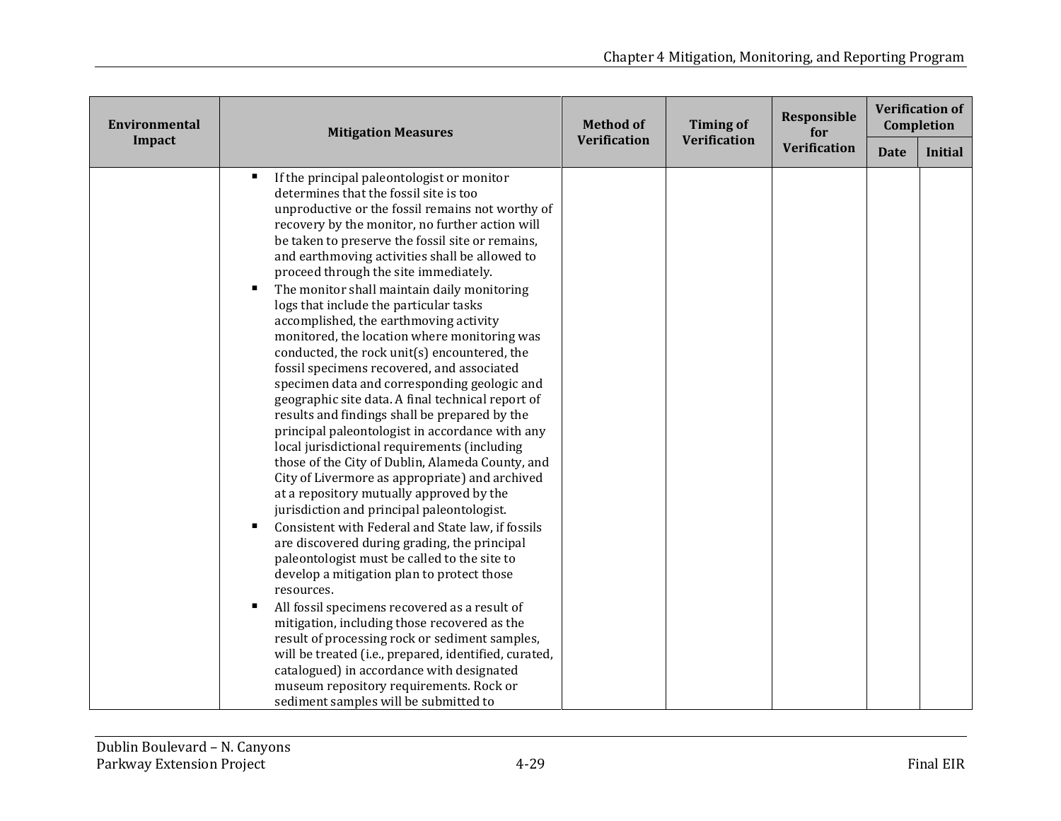| Environmental Impact | Mitigation Measures | Method of Verification | Timing of Verification | Responsible for Verification | Verification of Completion | |
|---|---|---|---|---|---|---|
| | | | | | Date | Initial |
| | ▪ If the principal paleontologist or monitor determines that the fossil site is too unproductive or the fossil remains not worthy of recovery by the monitor, no further action will be taken to preserve the fossil site or remains, and earthmoving activities shall be allowed to proceed through the site immediately.<br>▪ The monitor shall maintain daily monitoring logs that include the particular tasks accomplished, the earthmoving activity monitored, the location where monitoring was conducted, the rock unit(s) encountered, the fossil specimens recovered, and associated specimen data and corresponding geologic and geographic site data. A final technical report of results and findings shall be prepared by the principal paleontologist in accordance with any local jurisdictional requirements (including those of the City of Dublin, Alameda County, and City of Livermore as appropriate) and archived at a repository mutually approved by the jurisdiction and principal paleontologist.<br>▪ Consistent with Federal and State law, if fossils are discovered during grading, the principal paleontologist must be called to the site to develop a mitigation plan to protect those resources.<br>▪ All fossil specimens recovered as a result of mitigation, including those recovered as the result of processing rock or sediment samples, will be treated (i.e., prepared, identified, curated, catalogued) in accordance with designated museum repository requirements. Rock or sediment samples will be submitted to | | | | | |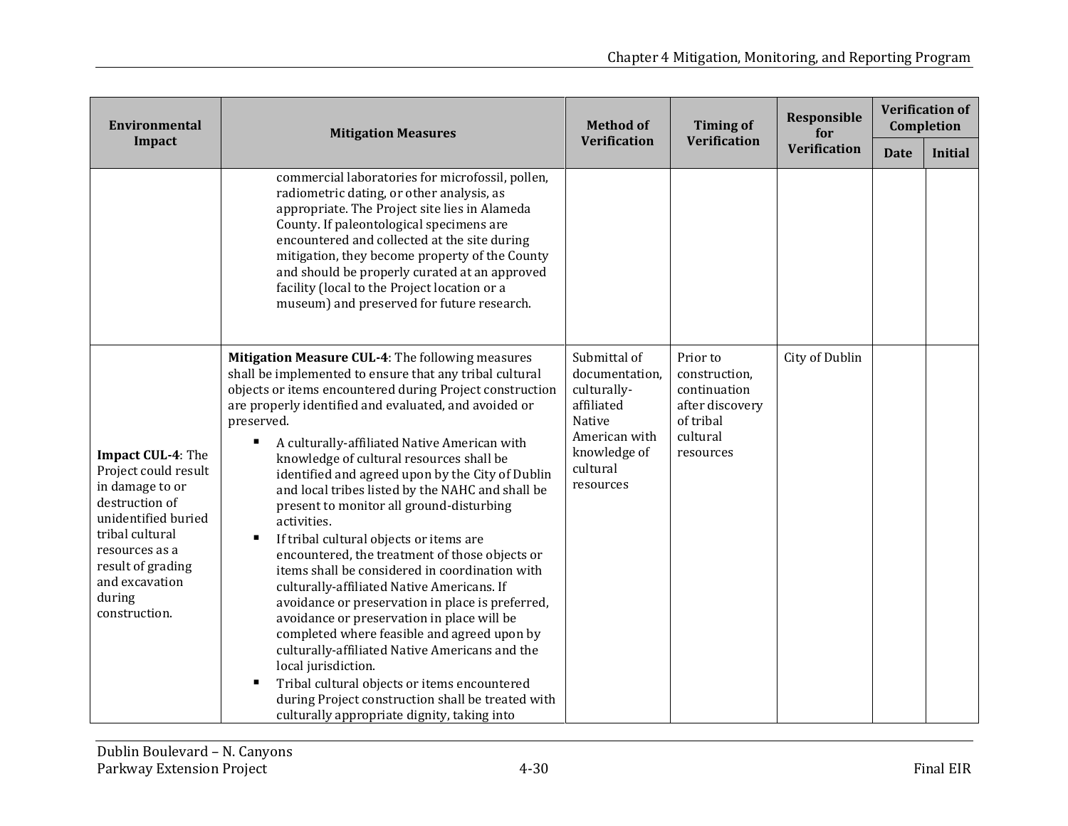| Environmental Impact | Mitigation Measures | Method of Verification | Timing of Verification | Responsible for Verification | Verification of Completion | |
|---|---|---|---|---|---|---|
| | | | | | Date | Initial |
| | commercial laboratories for microfossil, pollen, radiometric dating, or other analysis, as appropriate. The Project site lies in Alameda County. If paleontological specimens are encountered and collected at the site during mitigation, they become property of the County and should be properly curated at an approved facility (local to the Project location or a museum) and preserved for future research. | | | | | |
| **Impact CUL-4**: The Project could result in damage to or destruction of unidentified buried tribal cultural resources as a result of grading and excavation during construction. | **Mitigation Measure CUL-4**: The following measures shall be implemented to ensure that any tribal cultural objects or items encountered during Project construction are properly identified and evaluated, and avoided or preserved.<br>▪ A culturally-affiliated Native American with knowledge of cultural resources shall be identified and agreed upon by the City of Dublin and local tribes listed by the NAHC and shall be present to monitor all ground-disturbing activities.<br>▪ If tribal cultural objects or items are encountered, the treatment of those objects or items shall be considered in coordination with culturally-affiliated Native Americans. If avoidance or preservation in place is preferred, avoidance or preservation in place will be completed where feasible and agreed upon by culturally-affiliated Native Americans and the local jurisdiction.<br>▪ Tribal cultural objects or items encountered during Project construction shall be treated with culturally appropriate dignity, taking into | Submittal of documentation, culturally-affiliated Native American with knowledge of cultural resources | Prior to construction, continuation after discovery of tribal cultural resources | City of Dublin | | |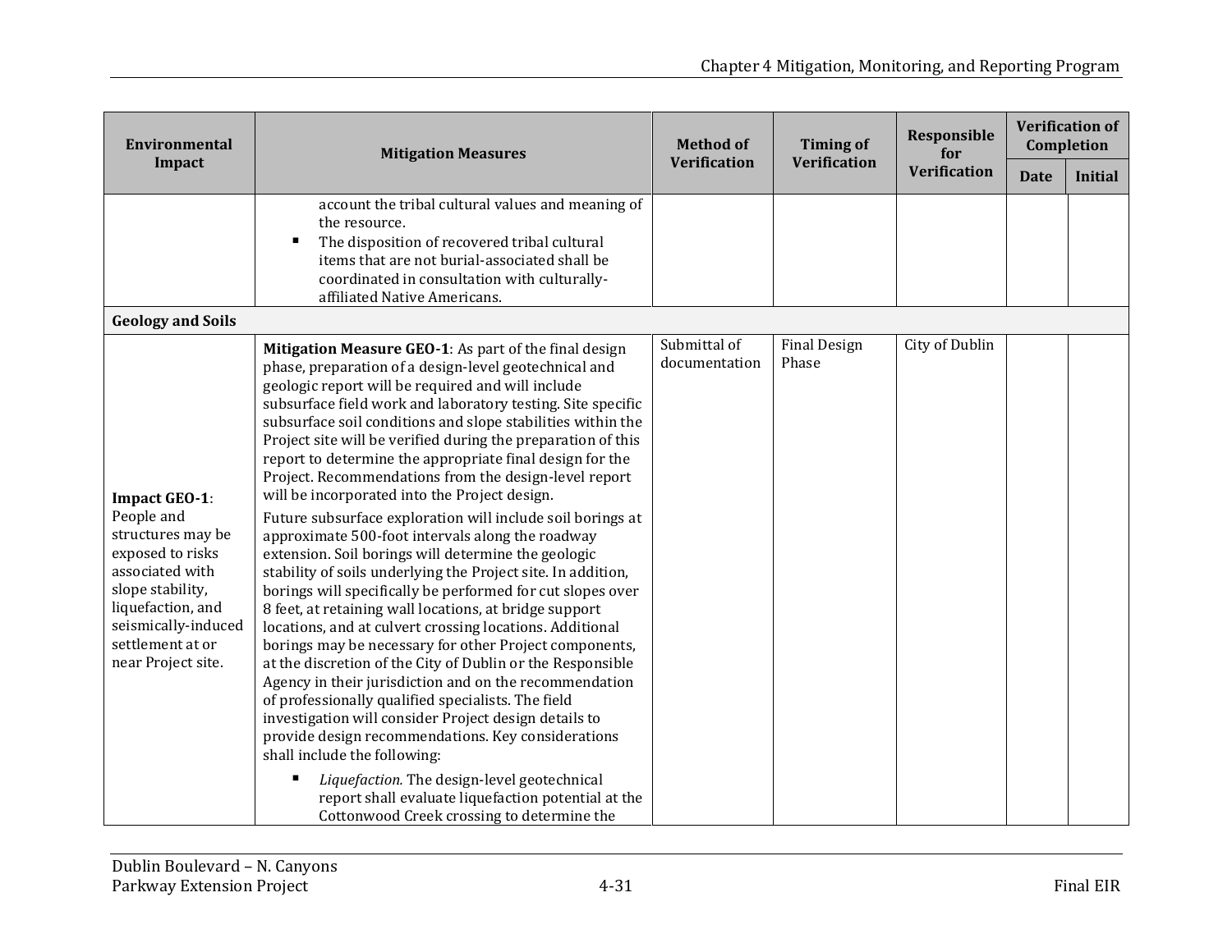| Environmental Impact | Mitigation Measures | Method of Verification | Timing of Verification | Responsible for Verification | Verification of Completion | |
|---|---|---|---|---|---|---|
| | | | | | Date | Initial |
| | account the tribal cultural values and meaning of the resource.<br>▪ The disposition of recovered tribal cultural items that are not burial-associated shall be coordinated in consultation with culturally-affiliated Native Americans. | | | | | |
| **Geology and Soils** | | | | | | |
| **Impact GEO-1**: People and structures may be exposed to risks associated with slope stability, liquefaction, and seismically-induced settlement at or near Project site. | **Mitigation Measure GEO-1**: As part of the final design phase, preparation of a design-level geotechnical and geologic report will be required and will include subsurface field work and laboratory testing. Site specific subsurface soil conditions and slope stabilities within the Project site will be verified during the preparation of this report to determine the appropriate final design for the Project. Recommendations from the design-level report will be incorporated into the Project design.<br>Future subsurface exploration will include soil borings at approximate 500-foot intervals along the roadway extension. Soil borings will determine the geologic stability of soils underlying the Project site. In addition, borings will specifically be performed for cut slopes over 8 feet, at retaining wall locations, at bridge support locations, and at culvert crossing locations. Additional borings may be necessary for other Project components, at the discretion of the City of Dublin or the Responsible Agency in their jurisdiction and on the recommendation of professionally qualified specialists. The field investigation will consider Project design details to provide design recommendations. Key considerations shall include the following:<br>▪ *Liquefaction.* The design-level geotechnical report shall evaluate liquefaction potential at the Cottonwood Creek crossing to determine the | Submittal of documentation | Final Design Phase | City of Dublin | | |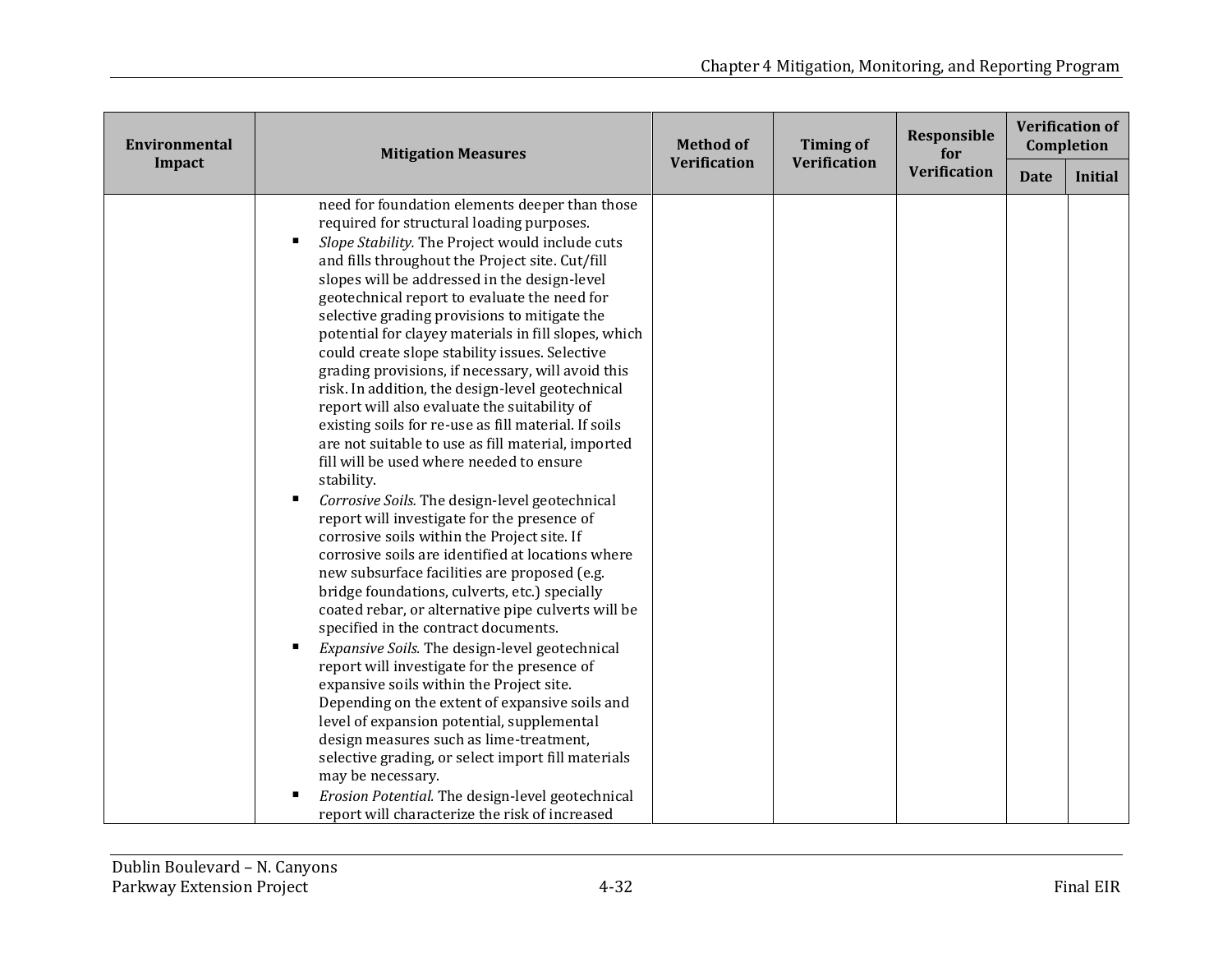| Environmental Impact | Mitigation Measures | Method of Verification | Timing of Verification | Responsible for Verification | Verification of Completion | |
|---|---|---|---|---|---|---|
| | | | | | Date | Initial |
| | need for foundation elements deeper than those required for structural loading purposes.<br>▪ *Slope Stability.* The Project would include cuts and fills throughout the Project site. Cut/fill slopes will be addressed in the design-level geotechnical report to evaluate the need for selective grading provisions to mitigate the potential for clayey materials in fill slopes, which could create slope stability issues. Selective grading provisions, if necessary, will avoid this risk. In addition, the design-level geotechnical report will also evaluate the suitability of existing soils for re-use as fill material. If soils are not suitable to use as fill material, imported fill will be used where needed to ensure stability.<br>▪ *Corrosive Soils.* The design-level geotechnical report will investigate for the presence of corrosive soils within the Project site. If corrosive soils are identified at locations where new subsurface facilities are proposed (e.g. bridge foundations, culverts, etc.) specially coated rebar, or alternative pipe culverts will be specified in the contract documents.<br>▪ *Expansive Soils.* The design-level geotechnical report will investigate for the presence of expansive soils within the Project site. Depending on the extent of expansive soils and level of expansion potential, supplemental design measures such as lime-treatment, selective grading, or select import fill materials may be necessary.<br>▪ *Erosion Potential.* The design-level geotechnical report will characterize the risk of increased | | | | | |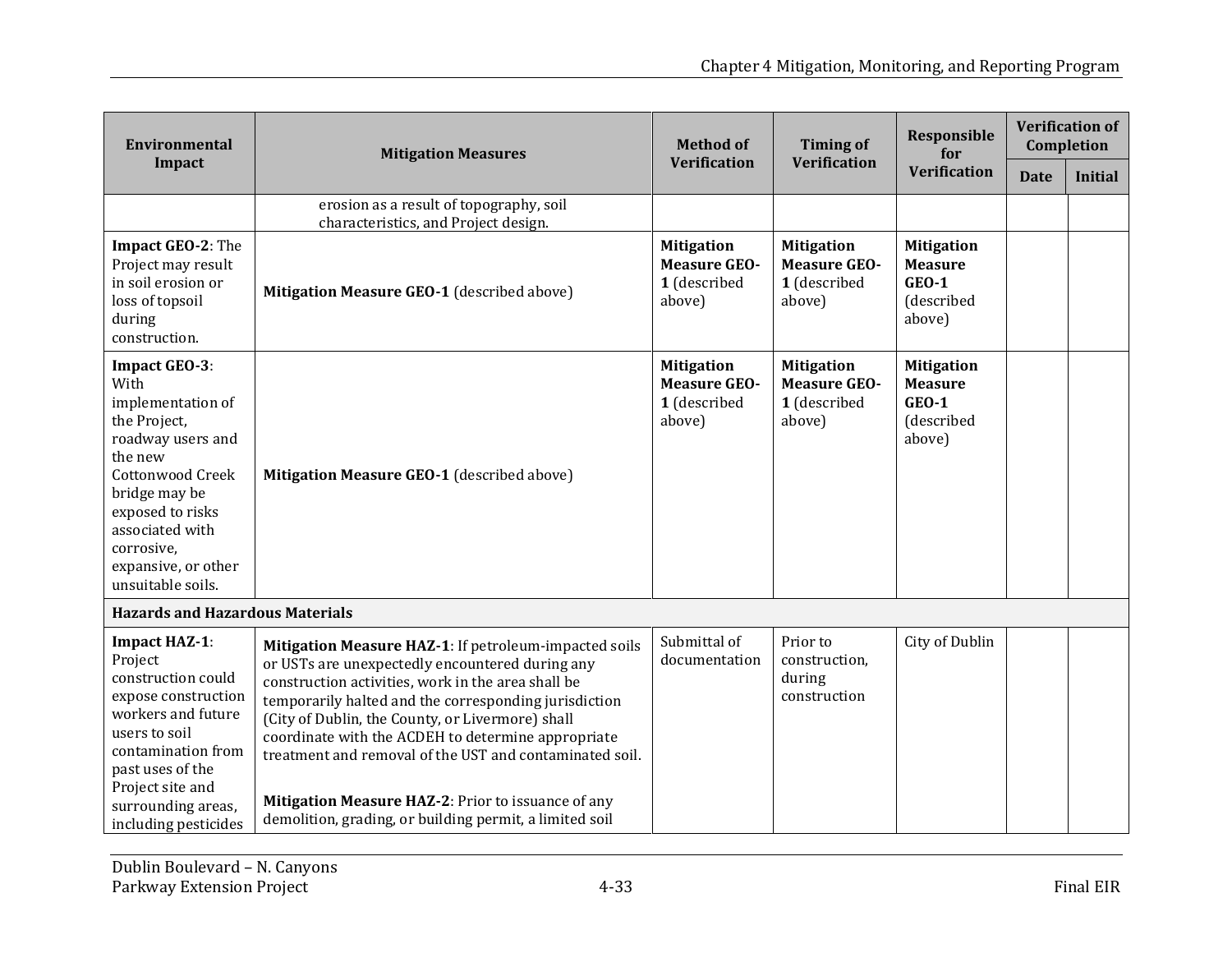| Environmental Impact | Mitigation Measures | Method of Verification | Timing of Verification | Responsible for Verification | Verification of Completion | |
|---|---|---|---|---|---|---|
| | | | | | Date | Initial |
| | erosion as a result of topography, soil characteristics, and Project design. | | | | | |
| **Impact GEO-2**: The Project may result in soil erosion or loss of topsoil during construction. | **Mitigation Measure GEO-1** (described above) | **Mitigation Measure GEO-1** (described above) | **Mitigation Measure GEO-1** (described above) | **Mitigation Measure GEO-1** (described above) | | |
| **Impact GEO-3**: With implementation of the Project, roadway users and the new Cottonwood Creek bridge may be exposed to risks associated with corrosive, expansive, or other unsuitable soils. | **Mitigation Measure GEO-1** (described above) | **Mitigation Measure GEO-1** (described above) | **Mitigation Measure GEO-1** (described above) | **Mitigation Measure GEO-1** (described above) | | |
| **Hazards and Hazardous Materials** | | | | | | |
| **Impact HAZ-1**: Project construction could expose construction workers and future users to soil contamination from past uses of the Project site and surrounding areas, including pesticides | **Mitigation Measure HAZ-1**: If petroleum-impacted soils or USTs are unexpectedly encountered during any construction activities, work in the area shall be temporarily halted and the corresponding jurisdiction (City of Dublin, the County, or Livermore) shall coordinate with the ACDEH to determine appropriate treatment and removal of the UST and contaminated soil.<br><br>**Mitigation Measure HAZ-2**: Prior to issuance of any demolition, grading, or building permit, a limited soil | Submittal of documentation | Prior to construction, during construction | City of Dublin | | |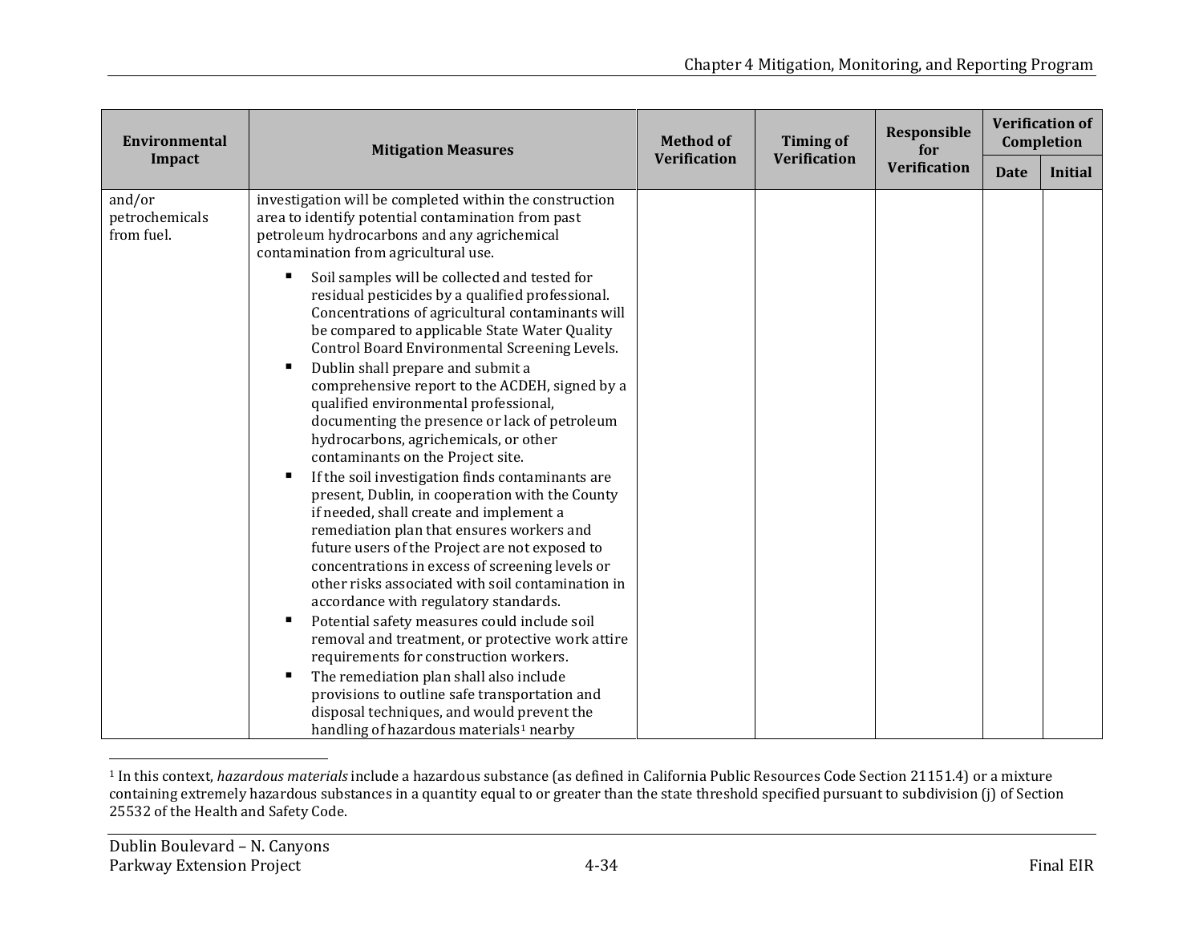| Environmental Impact | Mitigation Measures | Method of Verification | Timing of Verification | Responsible for Verification | Verification of Completion | |
|---|---|---|---|---|---|---|
| | | | | | Date | Initial |
| and/or petrochemicals from fuel. | investigation will be completed within the construction area to identify potential contamination from past petroleum hydrocarbons and any agrichemical contamination from agricultural use.<br>▪ Soil samples will be collected and tested for residual pesticides by a qualified professional. Concentrations of agricultural contaminants will be compared to applicable State Water Quality Control Board Environmental Screening Levels.<br>▪ Dublin shall prepare and submit a comprehensive report to the ACDEH, signed by a qualified environmental professional, documenting the presence or lack of petroleum hydrocarbons, agrichemicals, or other contaminants on the Project site.<br>▪ If the soil investigation finds contaminants are present, Dublin, in cooperation with the County if needed, shall create and implement a remediation plan that ensures workers and future users of the Project are not exposed to concentrations in excess of screening levels or other risks associated with soil contamination in accordance with regulatory standards.<br>▪ Potential safety measures could include soil removal and treatment, or protective work attire requirements for construction workers.<br>▪ The remediation plan shall also include provisions to outline safe transportation and disposal techniques, and would prevent the handling of hazardous materials[1] nearby | | | | | |

[1] In this context, *hazardous materials* include a hazardous substance (as defined in California Public Resources Code Section 21151.4) or a mixture containing extremely hazardous substances in a quantity equal to or greater than the state threshold specified pursuant to subdivision (j) of Section 25532 of the Health and Safety Code.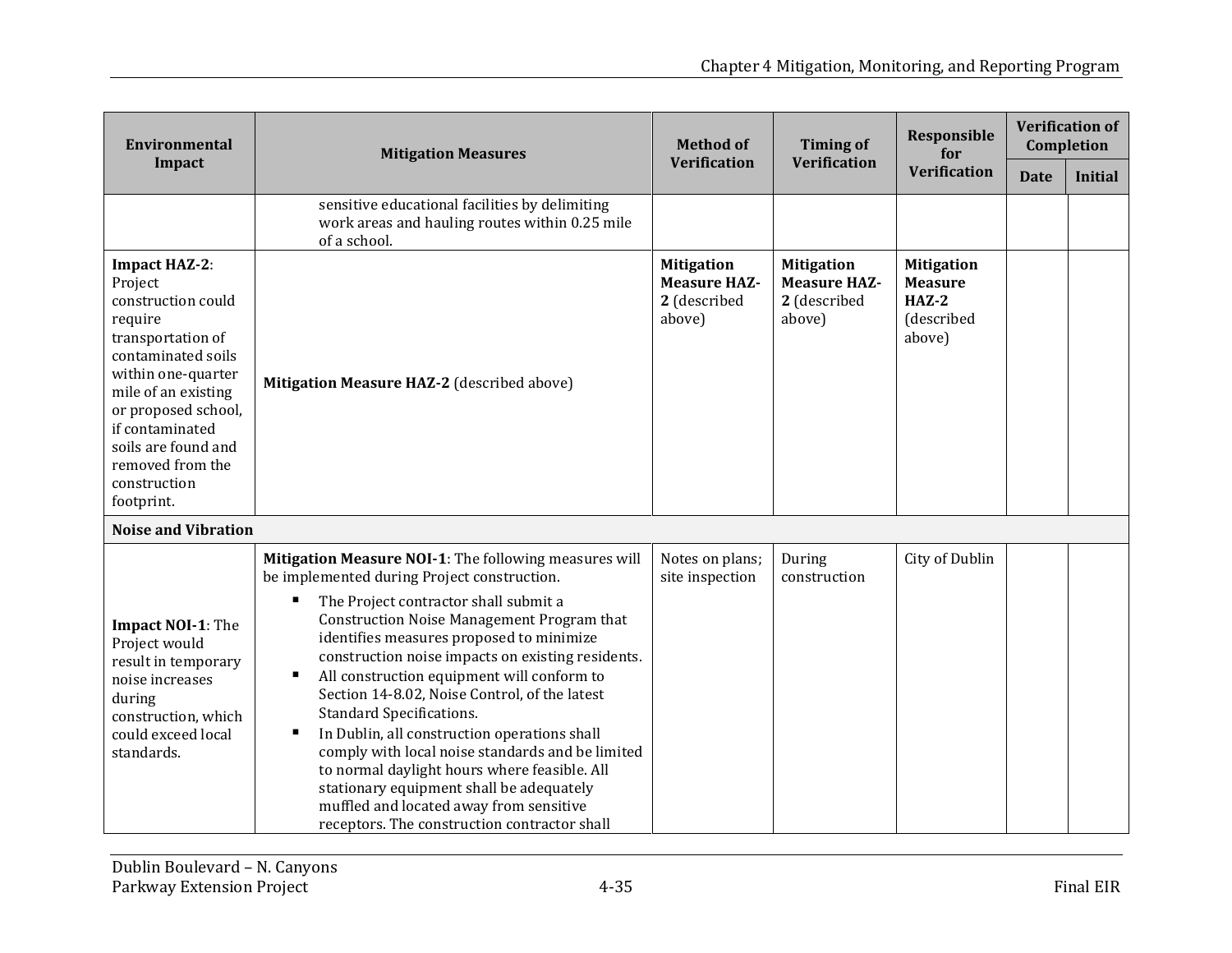| Environmental Impact | Mitigation Measures | Method of Verification | Timing of Verification | Responsible for Verification | Verification of Completion | |
|---|---|---|---|---|---|---|
| | | | | | Date | Initial |
| | sensitive educational facilities by delimiting work areas and hauling routes within 0.25 mile of a school. | | | | | |
| **Impact HAZ-2**: Project construction could require transportation of contaminated soils within one-quarter mile of an existing or proposed school, if contaminated soils are found and removed from the construction footprint. | **Mitigation Measure HAZ-2** (described above) | **Mitigation Measure HAZ-2** (described above) | **Mitigation Measure HAZ-2** (described above) | **Mitigation Measure HAZ-2** (described above) | | |
| **Noise and Vibration** | | | | | | |
| **Impact NOI-1**: The Project would result in temporary noise increases during construction, which could exceed local standards. | **Mitigation Measure NOI-1**: The following measures will be implemented during Project construction.<br>▪ The Project contractor shall submit a Construction Noise Management Program that identifies measures proposed to minimize construction noise impacts on existing residents.<br>▪ All construction equipment will conform to Section 14-8.02, Noise Control, of the latest Standard Specifications.<br>▪ In Dublin, all construction operations shall comply with local noise standards and be limited to normal daylight hours where feasible. All stationary equipment shall be adequately muffled and located away from sensitive receptors. The construction contractor shall | Notes on plans; site inspection | During construction | City of Dublin | | |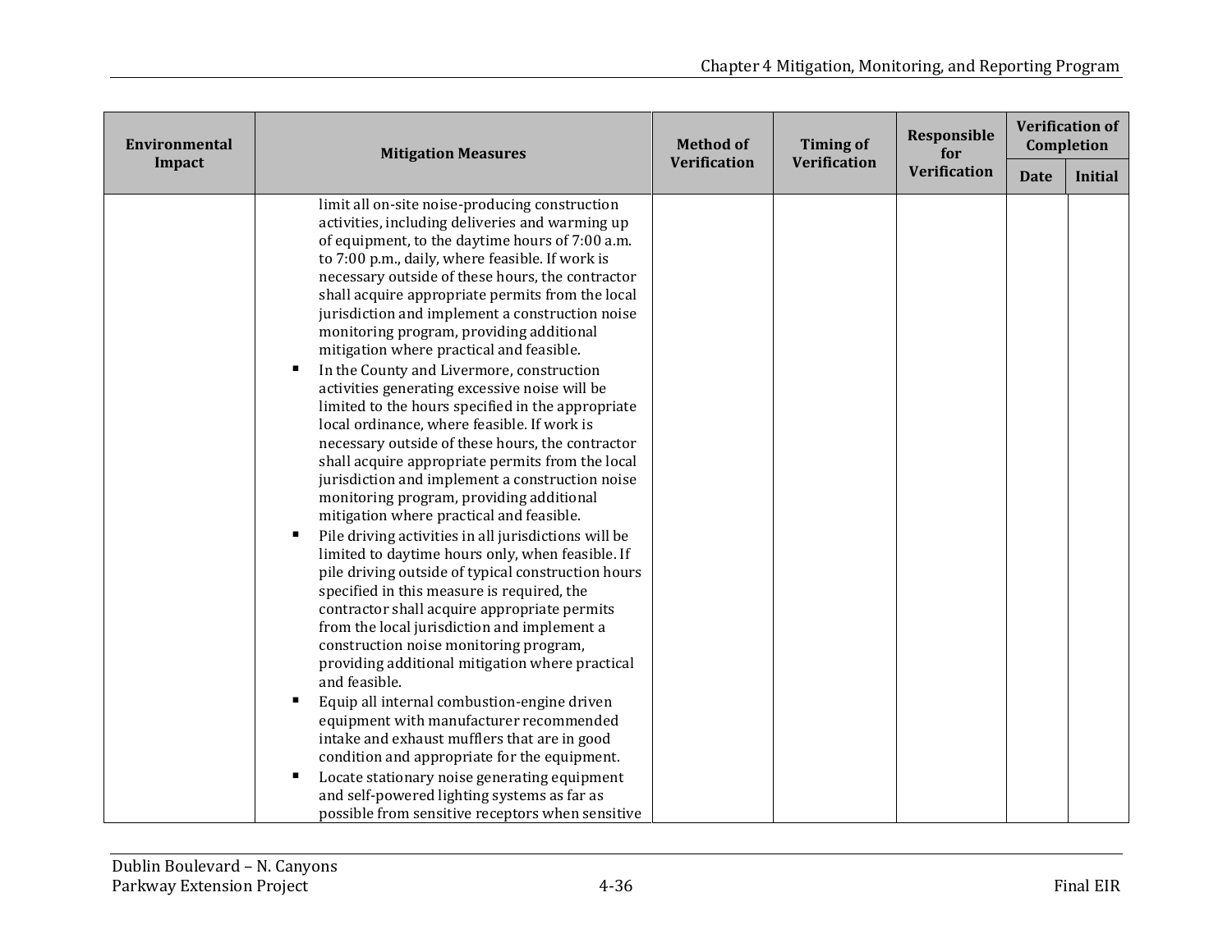| Environmental Impact | Mitigation Measures | Method of Verification | Timing of Verification | Responsible for Verification | Verification of Completion | |
|---|---|---|---|---|---|---|
| | | | | | Date | Initial |
| | limit all on-site noise-producing construction activities, including deliveries and warming up of equipment, to the daytime hours of 7:00 a.m. to 7:00 p.m., daily, where feasible. If work is necessary outside of these hours, the contractor shall acquire appropriate permits from the local jurisdiction and implement a construction noise monitoring program, providing additional mitigation where practical and feasible.<br>▪ In the County and Livermore, construction activities generating excessive noise will be limited to the hours specified in the appropriate local ordinance, where feasible. If work is necessary outside of these hours, the contractor shall acquire appropriate permits from the local jurisdiction and implement a construction noise monitoring program, providing additional mitigation where practical and feasible.<br>▪ Pile driving activities in all jurisdictions will be limited to daytime hours only, when feasible. If pile driving outside of typical construction hours specified in this measure is required, the contractor shall acquire appropriate permits from the local jurisdiction and implement a construction noise monitoring program, providing additional mitigation where practical and feasible.<br>▪ Equip all internal combustion-engine driven equipment with manufacturer recommended intake and exhaust mufflers that are in good condition and appropriate for the equipment.<br>▪ Locate stationary noise generating equipment and self-powered lighting systems as far as possible from sensitive receptors when sensitive | | | | | |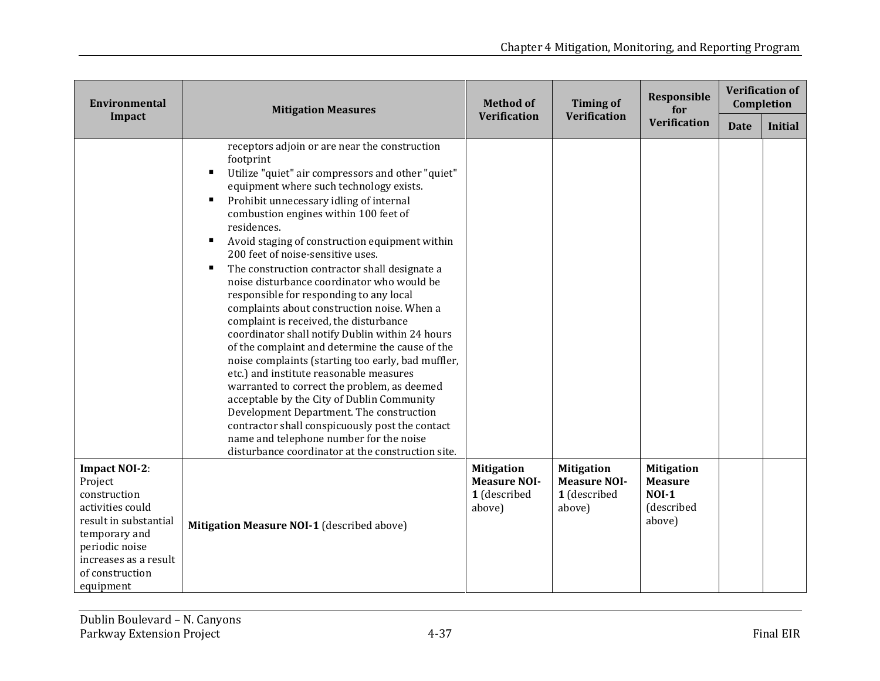| Environmental Impact | Mitigation Measures | Method of Verification | Timing of Verification | Responsible for Verification | Verification of Completion | |
|---|---|---|---|---|---|---|
| | | | | | Date | Initial |
| | receptors adjoin or are near the construction footprint<br>▪ Utilize "quiet" air compressors and other "quiet" equipment where such technology exists.<br>▪ Prohibit unnecessary idling of internal combustion engines within 100 feet of residences.<br>▪ Avoid staging of construction equipment within 200 feet of noise-sensitive uses.<br>▪ The construction contractor shall designate a noise disturbance coordinator who would be responsible for responding to any local complaints about construction noise. When a complaint is received, the disturbance coordinator shall notify Dublin within 24 hours of the complaint and determine the cause of the noise complaints (starting too early, bad muffler, etc.) and institute reasonable measures warranted to correct the problem, as deemed acceptable by the City of Dublin Community Development Department. The construction contractor shall conspicuously post the contact name and telephone number for the noise disturbance coordinator at the construction site. | | | | | |
| **Impact NOI-2**: Project construction activities could result in substantial temporary and periodic noise increases as a result of construction equipment | **Mitigation Measure NOI-1** (described above) | **Mitigation Measure NOI-1** (described above) | **Mitigation Measure NOI-1** (described above) | **Mitigation Measure NOI-1** (described above) | | |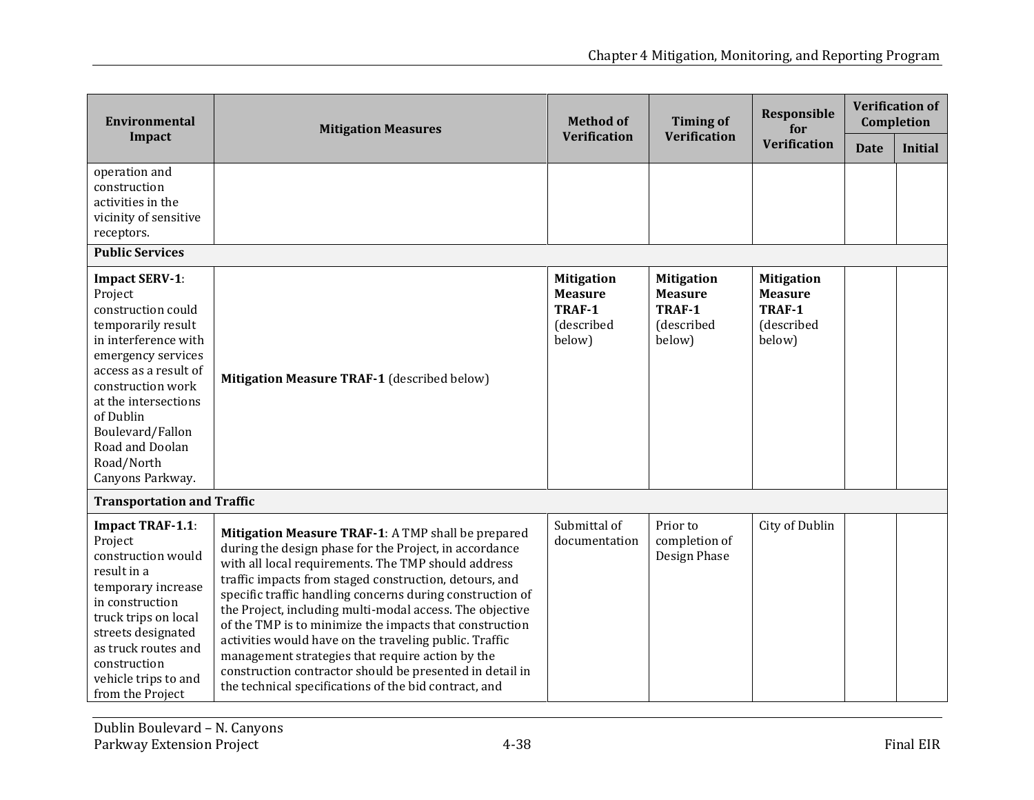| Environmental Impact | Mitigation Measures | Method of Verification | Timing of Verification | Responsible for Verification | Verification of Completion | |
|---|---|---|---|---|---|---|
| | | | | | Date | Initial |
| operation and construction activities in the vicinity of sensitive receptors. | | | | | | |
| **Public Services** | | | | | | |
| **Impact SERV-1**: Project construction could temporarily result in interference with emergency services access as a result of construction work at the intersections of Dublin Boulevard/Fallon Road and Doolan Road/North Canyons Parkway. | **Mitigation Measure TRAF-1** (described below) | **Mitigation Measure TRAF-1** (described below) | **Mitigation Measure TRAF-1** (described below) | **Mitigation Measure TRAF-1** (described below) | | |
| **Transportation and Traffic** | | | | | | |
| **Impact TRAF-1.1**: Project construction would result in a temporary increase in construction truck trips on local streets designated as truck routes and construction vehicle trips to and from the Project | **Mitigation Measure TRAF-1**: A TMP shall be prepared during the design phase for the Project, in accordance with all local requirements. The TMP should address traffic impacts from staged construction, detours, and specific traffic handling concerns during construction of the Project, including multi-modal access. The objective of the TMP is to minimize the impacts that construction activities would have on the traveling public. Traffic management strategies that require action by the construction contractor should be presented in detail in the technical specifications of the bid contract, and | Submittal of documentation | Prior to completion of Design Phase | City of Dublin | | |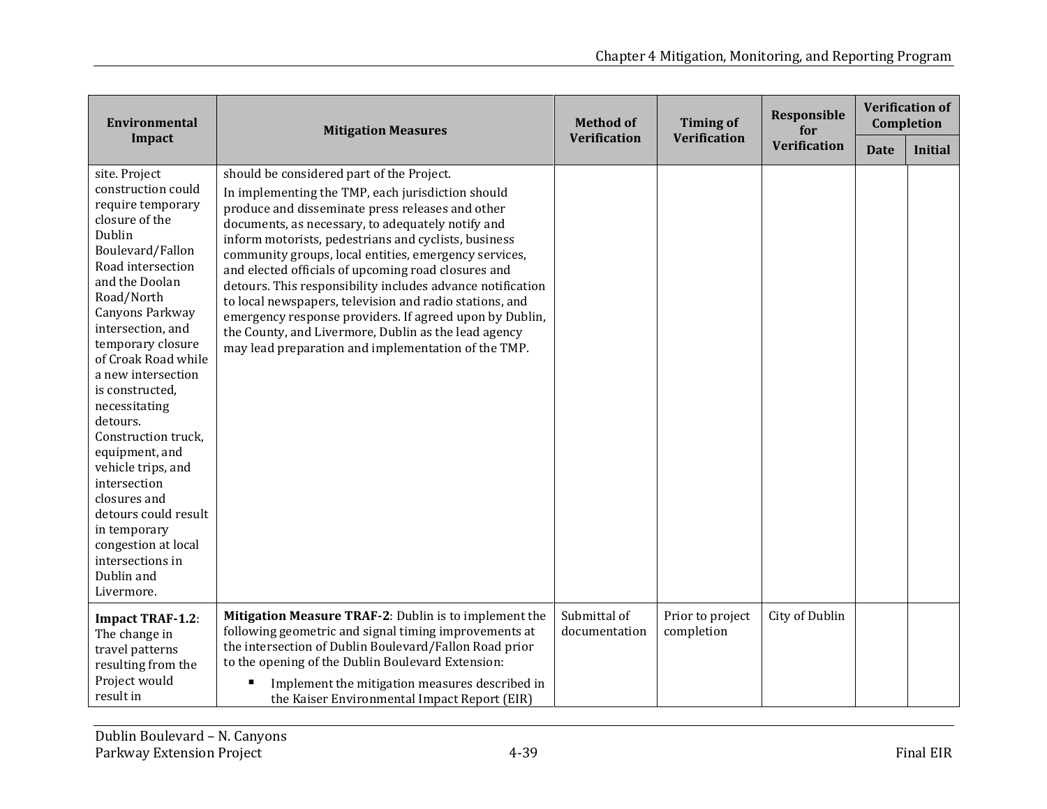| Environmental Impact | Mitigation Measures | Method of Verification | Timing of Verification | Responsible for Verification | Verification of Completion | |
|---|---|---|---|---|---|---|
| | | | | | Date | Initial |
| site. Project construction could require temporary closure of the Dublin Boulevard/Fallon Road intersection and the Doolan Road/North Canyons Parkway intersection, and temporary closure of Croak Road while a new intersection is constructed, necessitating detours. Construction truck, equipment, and vehicle trips, and intersection closures and detours could result in temporary congestion at local intersections in Dublin and Livermore. | should be considered part of the Project.<br>In implementing the TMP, each jurisdiction should produce and disseminate press releases and other documents, as necessary, to adequately notify and inform motorists, pedestrians and cyclists, business community groups, local entities, emergency services, and elected officials of upcoming road closures and detours. This responsibility includes advance notification to local newspapers, television and radio stations, and emergency response providers. If agreed upon by Dublin, the County, and Livermore, Dublin as the lead agency may lead preparation and implementation of the TMP. | | | | | |
| **Impact TRAF-1.2**: The change in travel patterns resulting from the Project would result in | **Mitigation Measure TRAF-2**: Dublin is to implement the following geometric and signal timing improvements at the intersection of Dublin Boulevard/Fallon Road prior to the opening of the Dublin Boulevard Extension:<br>▪ Implement the mitigation measures described in the Kaiser Environmental Impact Report (EIR) | Submittal of documentation | Prior to project completion | City of Dublin | | |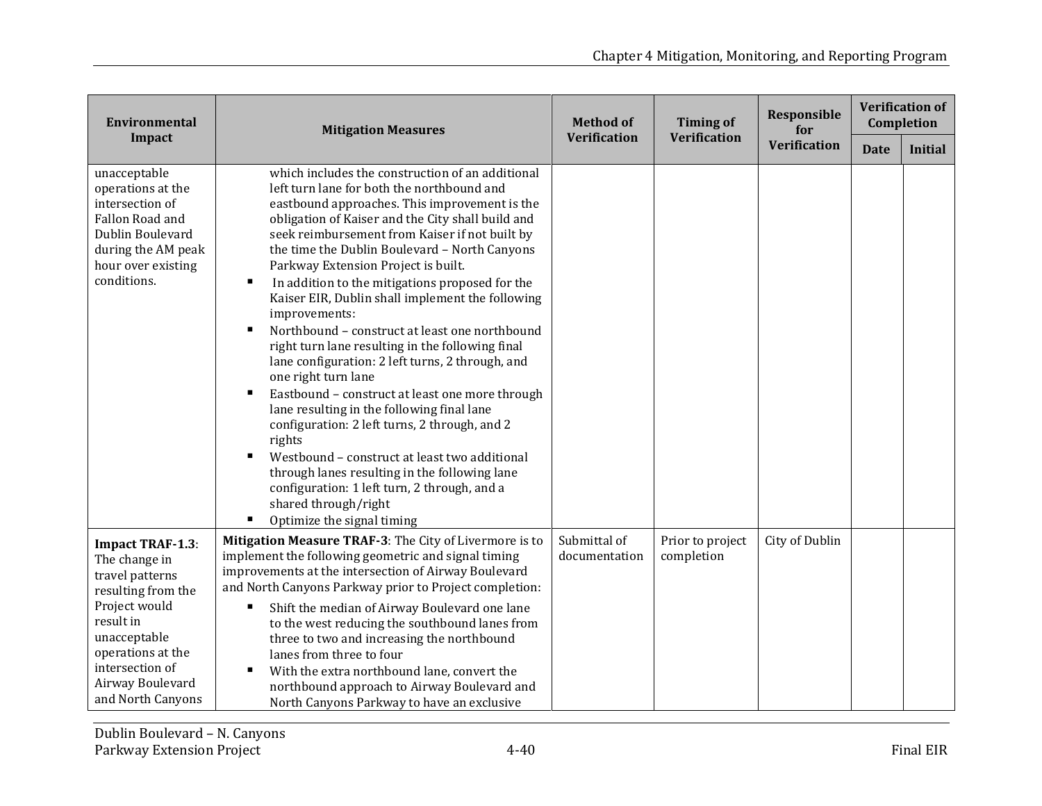| Environmental Impact | Mitigation Measures | Method of Verification | Timing of Verification | Responsible for Verification | Verification of Completion | |
|---|---|---|---|---|---|---|
| | | | | | Date | Initial |
| unacceptable operations at the intersection of Fallon Road and Dublin Boulevard during the AM peak hour over existing conditions. | which includes the construction of an additional left turn lane for both the northbound and eastbound approaches. This improvement is the obligation of Kaiser and the City shall build and seek reimbursement from Kaiser if not built by the time the Dublin Boulevard – North Canyons Parkway Extension Project is built.<br>▪ In addition to the mitigations proposed for the Kaiser EIR, Dublin shall implement the following improvements:<br>▪ Northbound – construct at least one northbound right turn lane resulting in the following final lane configuration: 2 left turns, 2 through, and one right turn lane<br>▪ Eastbound – construct at least one more through lane resulting in the following final lane configuration: 2 left turns, 2 through, and 2 rights<br>▪ Westbound – construct at least two additional through lanes resulting in the following lane configuration: 1 left turn, 2 through, and a shared through/right<br>▪ Optimize the signal timing | | | | | |
| **Impact TRAF-1.3**: The change in travel patterns resulting from the Project would result in unacceptable operations at the intersection of Airway Boulevard and North Canyons | **Mitigation Measure TRAF-3**: The City of Livermore is to implement the following geometric and signal timing improvements at the intersection of Airway Boulevard and North Canyons Parkway prior to Project completion:<br>▪ Shift the median of Airway Boulevard one lane to the west reducing the southbound lanes from three to two and increasing the northbound lanes from three to four<br>▪ With the extra northbound lane, convert the northbound approach to Airway Boulevard and North Canyons Parkway to have an exclusive | Submittal of documentation | Prior to project completion | City of Dublin | | |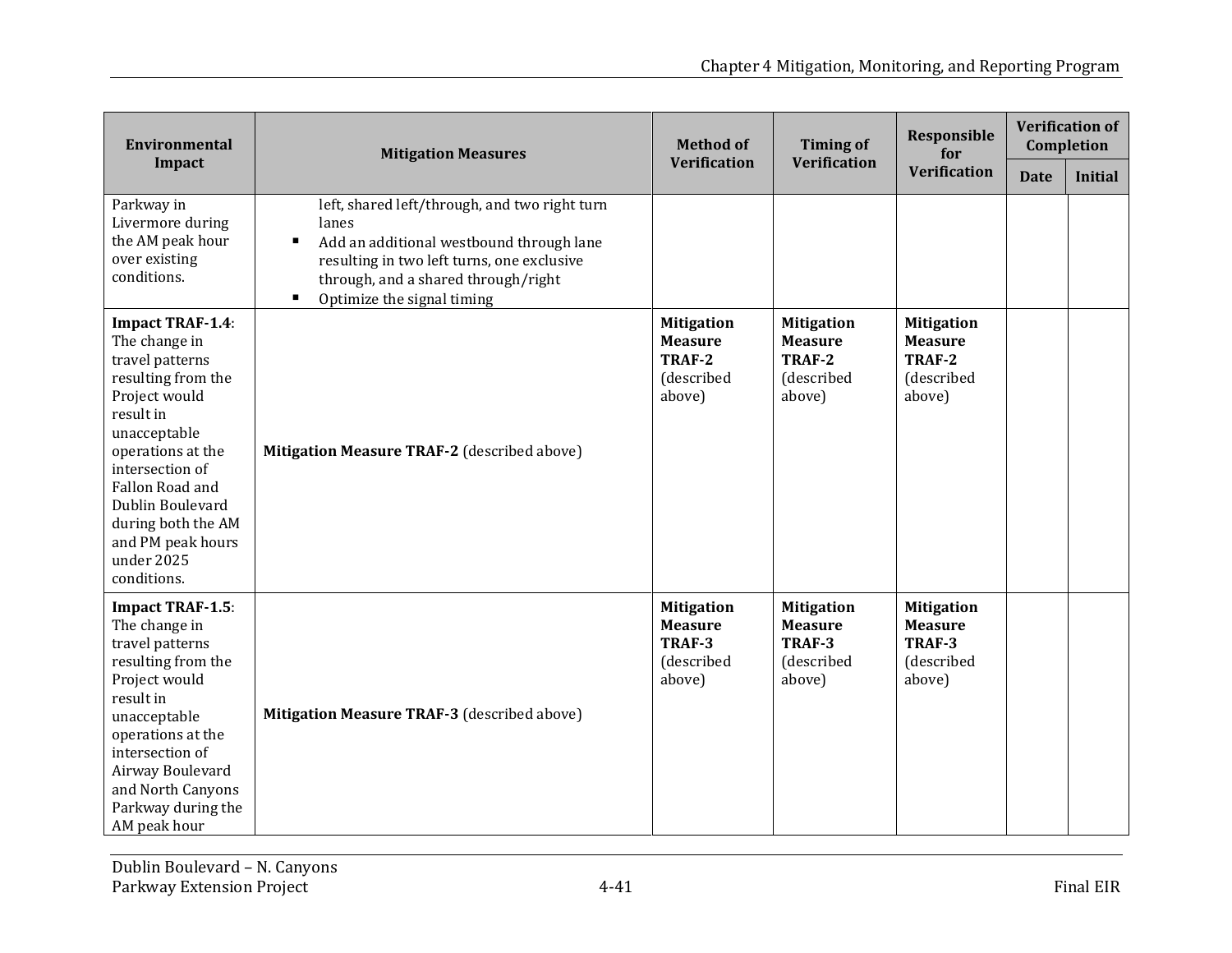| Environmental Impact | Mitigation Measures | Method of Verification | Timing of Verification | Responsible for Verification | Verification of Completion | |
|---|---|---|---|---|---|---|
| | | | | | Date | Initial |
| Parkway in Livermore during the AM peak hour over existing conditions. | left, shared left/through, and two right turn lanes<br>▪ Add an additional westbound through lane resulting in two left turns, one exclusive through, and a shared through/right<br>▪ Optimize the signal timing | | | | | |
| **Impact TRAF-1.4**: The change in travel patterns resulting from the Project would result in unacceptable operations at the intersection of Fallon Road and Dublin Boulevard during both the AM and PM peak hours under 2025 conditions. | **Mitigation Measure TRAF-2** (described above) | **Mitigation Measure TRAF-2** (described above) | **Mitigation Measure TRAF-2** (described above) | **Mitigation Measure TRAF-2** (described above) | | |
| **Impact TRAF-1.5**: The change in travel patterns resulting from the Project would result in unacceptable operations at the intersection of Airway Boulevard and North Canyons Parkway during the AM peak hour | **Mitigation Measure TRAF-3** (described above) | **Mitigation Measure TRAF-3** (described above) | **Mitigation Measure TRAF-3** (described above) | **Mitigation Measure TRAF-3** (described above) | | |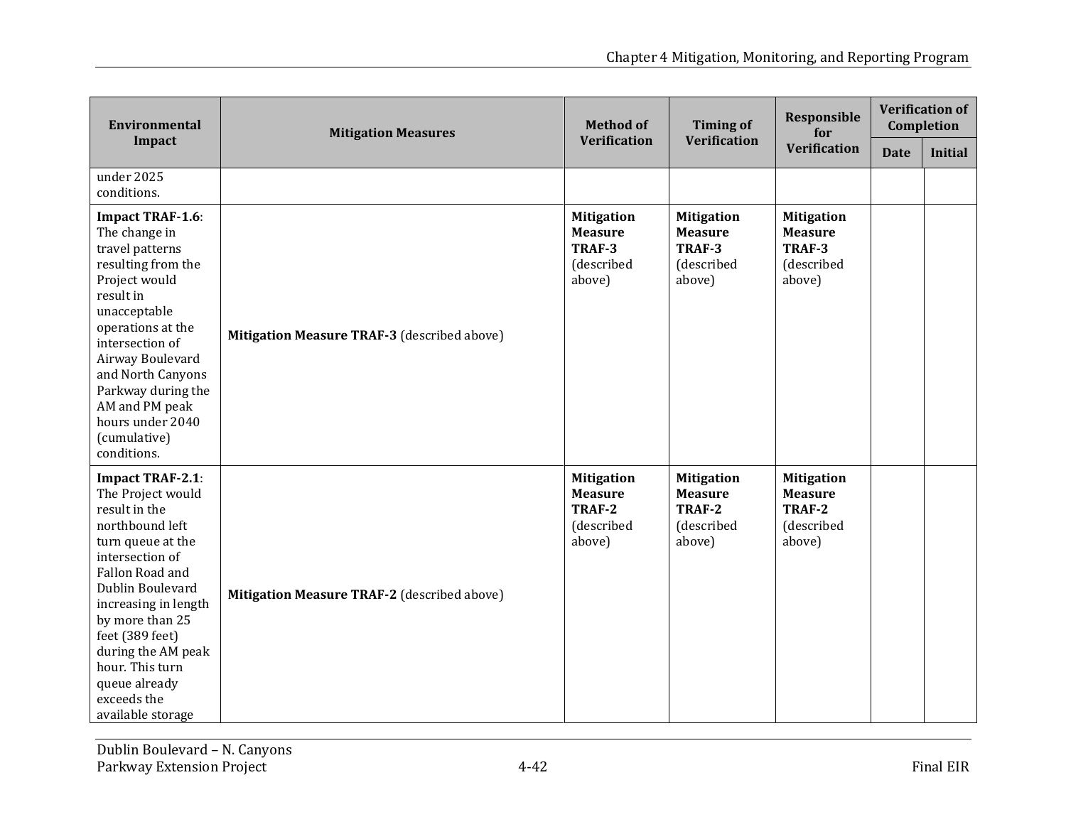| Environmental Impact | Mitigation Measures | Method of Verification | Timing of Verification | Responsible for Verification | Verification of Completion | |
|---|---|---|---|---|---|---|
| | | | | | Date | Initial |
| under 2025 conditions. | | | | | | |
| **Impact TRAF-1.6**: The change in travel patterns resulting from the Project would result in unacceptable operations at the intersection of Airway Boulevard and North Canyons Parkway during the AM and PM peak hours under 2040 (cumulative) conditions. | **Mitigation Measure TRAF-3** (described above) | **Mitigation Measure TRAF-3** (described above) | **Mitigation Measure TRAF-3** (described above) | **Mitigation Measure TRAF-3** (described above) | | |
| **Impact TRAF-2.1**: The Project would result in the northbound left turn queue at the intersection of Fallon Road and Dublin Boulevard increasing in length by more than 25 feet (389 feet) during the AM peak hour. This turn queue already exceeds the available storage | **Mitigation Measure TRAF-2** (described above) | **Mitigation Measure TRAF-2** (described above) | **Mitigation Measure TRAF-2** (described above) | **Mitigation Measure TRAF-2** (described above) | | |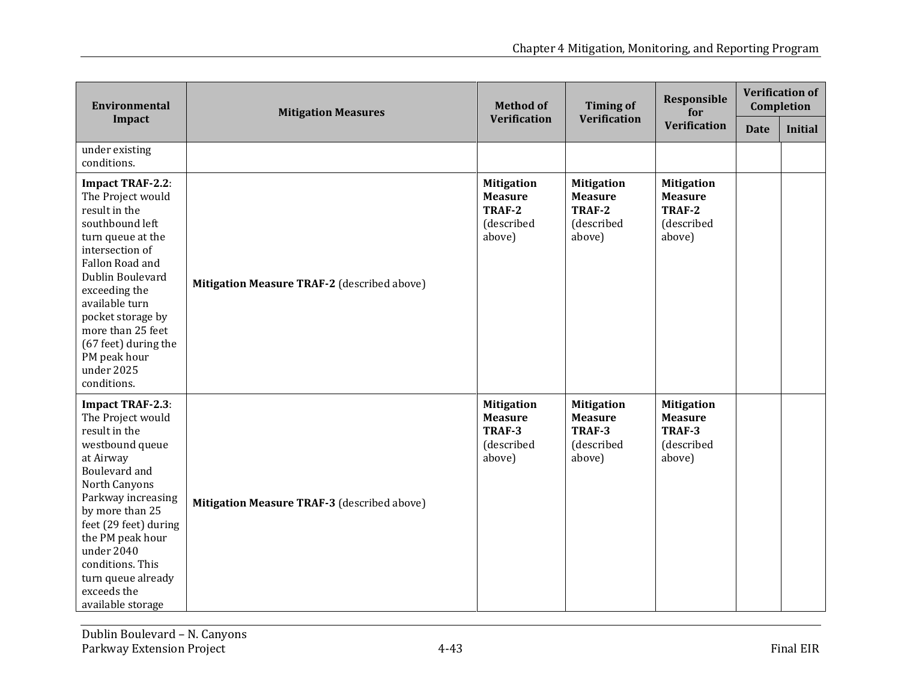| Environmental Impact | Mitigation Measures | Method of Verification | Timing of Verification | Responsible for Verification | Verification of Completion | |
|---|---|---|---|---|---|---|
| | | | | | Date | Initial |
| under existing conditions. | | | | | | |
| **Impact TRAF-2.2**: The Project would result in the southbound left turn queue at the intersection of Fallon Road and Dublin Boulevard exceeding the available turn pocket storage by more than 25 feet (67 feet) during the PM peak hour under 2025 conditions. | **Mitigation Measure TRAF-2** (described above) | **Mitigation Measure TRAF-2** (described above) | **Mitigation Measure TRAF-2** (described above) | **Mitigation Measure TRAF-2** (described above) | | |
| **Impact TRAF-2.3**: The Project would result in the westbound queue at Airway Boulevard and North Canyons Parkway increasing by more than 25 feet (29 feet) during the PM peak hour under 2040 conditions. This turn queue already exceeds the available storage | **Mitigation Measure TRAF-3** (described above) | **Mitigation Measure TRAF-3** (described above) | **Mitigation Measure TRAF-3** (described above) | **Mitigation Measure TRAF-3** (described above) | | |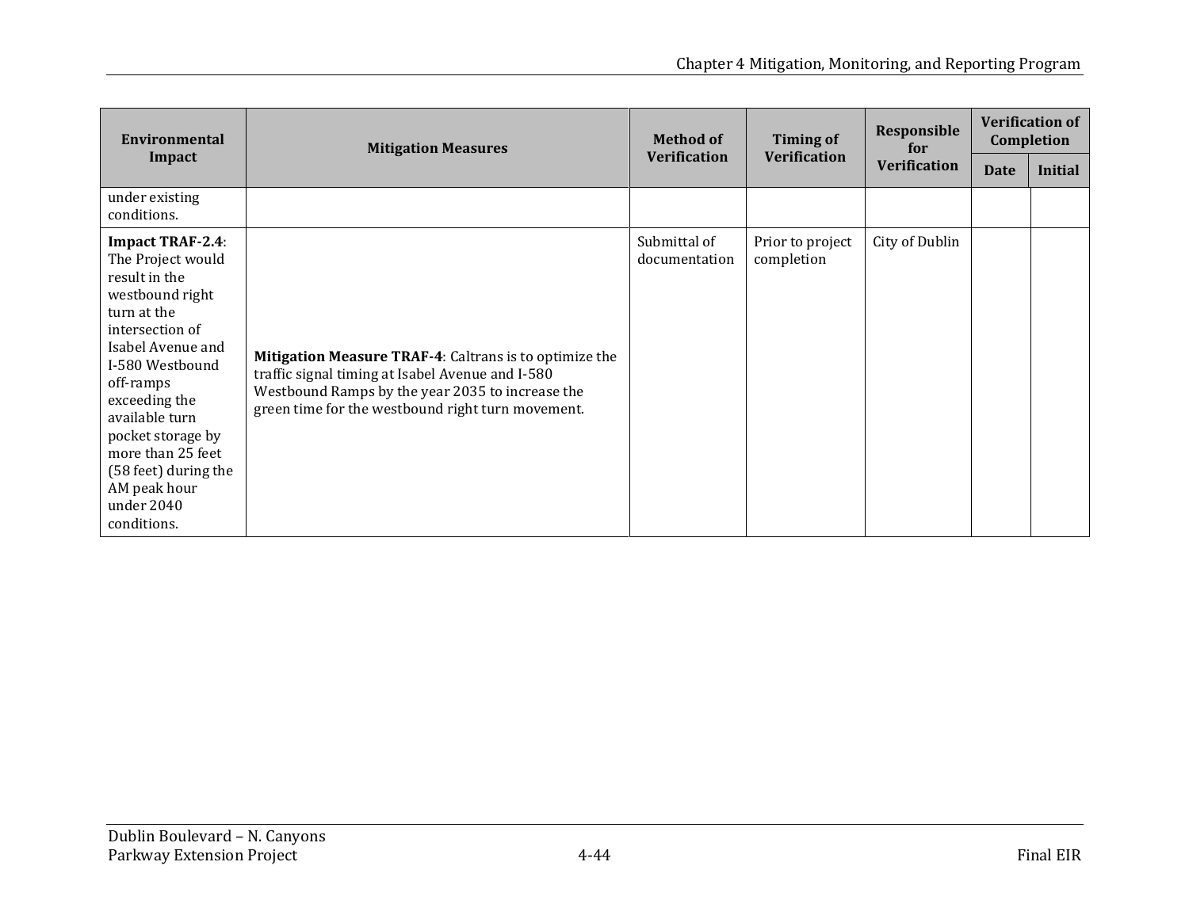| Environmental Impact | Mitigation Measures | Method of Verification | Timing of Verification | Responsible for Verification | Verification of Completion | |
|---|---|---|---|---|---|---|
| | | | | | Date | Initial |
| under existing conditions. | | | | | | |
| **Impact TRAF-2.4**: The Project would result in the westbound right turn at the intersection of Isabel Avenue and I-580 Westbound off-ramps exceeding the available turn pocket storage by more than 25 feet (58 feet) during the AM peak hour under 2040 conditions. | **Mitigation Measure TRAF-4**: Caltrans is to optimize the traffic signal timing at Isabel Avenue and I-580 Westbound Ramps by the year 2035 to increase the green time for the westbound right turn movement. | Submittal of documentation | Prior to project completion | City of Dublin | | |